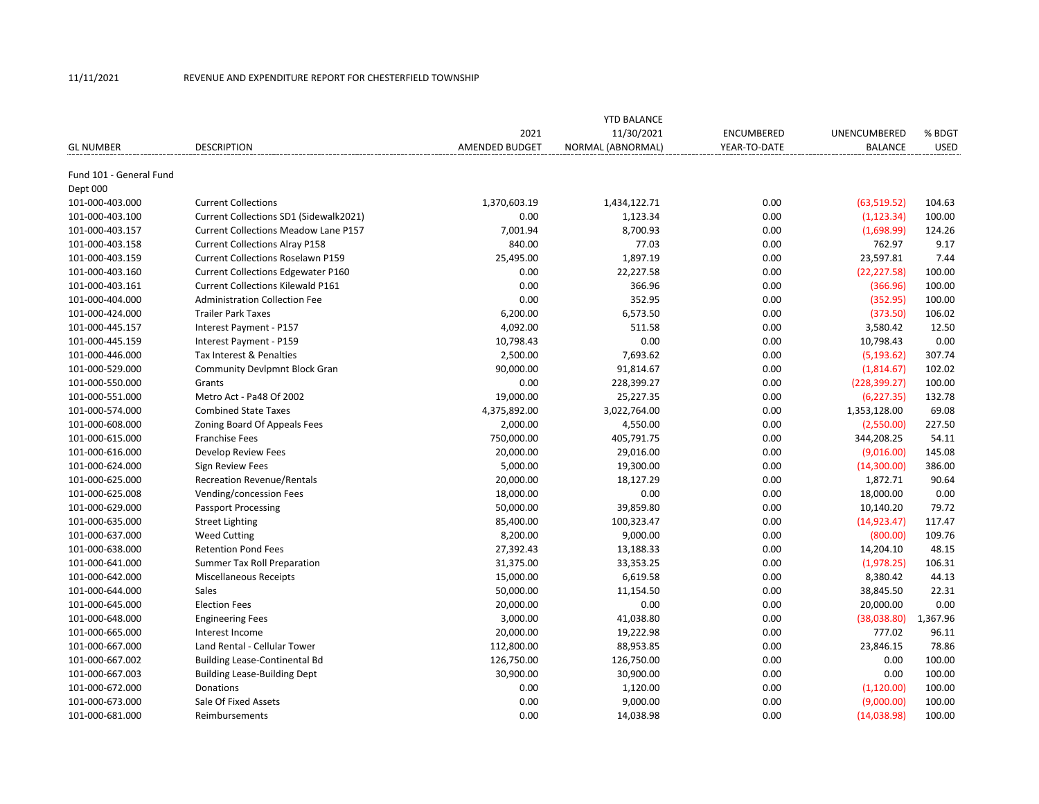11/11/2021 REVENUE AND EXPENDITURE REPORT FOR CHESTERFIELD TOWNSHIP

| GL NUMBER | DESCRIPTION | 2021 AMENDED BUDGET | YTD BALANCE 11/30/2021 NORMAL (ABNORMAL) | ENCUMBERED YEAR-TO-DATE | UNENCUMBERED BALANCE | % BDGT USED |
|---|---|---|---|---|---|---|
| Fund 101 - General Fund | | | | | | |
| Dept 000 | | | | | | |
| 101-000-403.000 | Current Collections | 1,370,603.19 | 1,434,122.71 | 0.00 | (63,519.52) | 104.63 |
| 101-000-403.100 | Current Collections SD1 (Sidewalk2021) | 0.00 | 1,123.34 | 0.00 | (1,123.34) | 100.00 |
| 101-000-403.157 | Current Collections Meadow Lane P157 | 7,001.94 | 8,700.93 | 0.00 | (1,698.99) | 124.26 |
| 101-000-403.158 | Current Collections Alray P158 | 840.00 | 77.03 | 0.00 | 762.97 | 9.17 |
| 101-000-403.159 | Current Collections Roselawn P159 | 25,495.00 | 1,897.19 | 0.00 | 23,597.81 | 7.44 |
| 101-000-403.160 | Current Collections Edgewater P160 | 0.00 | 22,227.58 | 0.00 | (22,227.58) | 100.00 |
| 101-000-403.161 | Current Collections Kilewald P161 | 0.00 | 366.96 | 0.00 | (366.96) | 100.00 |
| 101-000-404.000 | Administration Collection Fee | 0.00 | 352.95 | 0.00 | (352.95) | 100.00 |
| 101-000-424.000 | Trailer Park Taxes | 6,200.00 | 6,573.50 | 0.00 | (373.50) | 106.02 |
| 101-000-445.157 | Interest Payment - P157 | 4,092.00 | 511.58 | 0.00 | 3,580.42 | 12.50 |
| 101-000-445.159 | Interest Payment - P159 | 10,798.43 | 0.00 | 0.00 | 10,798.43 | 0.00 |
| 101-000-446.000 | Tax Interest & Penalties | 2,500.00 | 7,693.62 | 0.00 | (5,193.62) | 307.74 |
| 101-000-529.000 | Community Devlpmnt Block Gran | 90,000.00 | 91,814.67 | 0.00 | (1,814.67) | 102.02 |
| 101-000-550.000 | Grants | 0.00 | 228,399.27 | 0.00 | (228,399.27) | 100.00 |
| 101-000-551.000 | Metro Act - Pa48 Of 2002 | 19,000.00 | 25,227.35 | 0.00 | (6,227.35) | 132.78 |
| 101-000-574.000 | Combined State Taxes | 4,375,892.00 | 3,022,764.00 | 0.00 | 1,353,128.00 | 69.08 |
| 101-000-608.000 | Zoning Board Of Appeals Fees | 2,000.00 | 4,550.00 | 0.00 | (2,550.00) | 227.50 |
| 101-000-615.000 | Franchise Fees | 750,000.00 | 405,791.75 | 0.00 | 344,208.25 | 54.11 |
| 101-000-616.000 | Develop Review Fees | 20,000.00 | 29,016.00 | 0.00 | (9,016.00) | 145.08 |
| 101-000-624.000 | Sign Review Fees | 5,000.00 | 19,300.00 | 0.00 | (14,300.00) | 386.00 |
| 101-000-625.000 | Recreation Revenue/Rentals | 20,000.00 | 18,127.29 | 0.00 | 1,872.71 | 90.64 |
| 101-000-625.008 | Vending/concession Fees | 18,000.00 | 0.00 | 0.00 | 18,000.00 | 0.00 |
| 101-000-629.000 | Passport Processing | 50,000.00 | 39,859.80 | 0.00 | 10,140.20 | 79.72 |
| 101-000-635.000 | Street Lighting | 85,400.00 | 100,323.47 | 0.00 | (14,923.47) | 117.47 |
| 101-000-637.000 | Weed Cutting | 8,200.00 | 9,000.00 | 0.00 | (800.00) | 109.76 |
| 101-000-638.000 | Retention Pond Fees | 27,392.43 | 13,188.33 | 0.00 | 14,204.10 | 48.15 |
| 101-000-641.000 | Summer Tax Roll Preparation | 31,375.00 | 33,353.25 | 0.00 | (1,978.25) | 106.31 |
| 101-000-642.000 | Miscellaneous Receipts | 15,000.00 | 6,619.58 | 0.00 | 8,380.42 | 44.13 |
| 101-000-644.000 | Sales | 50,000.00 | 11,154.50 | 0.00 | 38,845.50 | 22.31 |
| 101-000-645.000 | Election Fees | 20,000.00 | 0.00 | 0.00 | 20,000.00 | 0.00 |
| 101-000-648.000 | Engineering Fees | 3,000.00 | 41,038.80 | 0.00 | (38,038.80) | 1,367.96 |
| 101-000-665.000 | Interest Income | 20,000.00 | 19,222.98 | 0.00 | 777.02 | 96.11 |
| 101-000-667.000 | Land Rental - Cellular Tower | 112,800.00 | 88,953.85 | 0.00 | 23,846.15 | 78.86 |
| 101-000-667.002 | Building Lease-Continental Bd | 126,750.00 | 126,750.00 | 0.00 | 0.00 | 100.00 |
| 101-000-667.003 | Building Lease-Building Dept | 30,900.00 | 30,900.00 | 0.00 | 0.00 | 100.00 |
| 101-000-672.000 | Donations | 0.00 | 1,120.00 | 0.00 | (1,120.00) | 100.00 |
| 101-000-673.000 | Sale Of Fixed Assets | 0.00 | 9,000.00 | 0.00 | (9,000.00) | 100.00 |
| 101-000-681.000 | Reimbursements | 0.00 | 14,038.98 | 0.00 | (14,038.98) | 100.00 |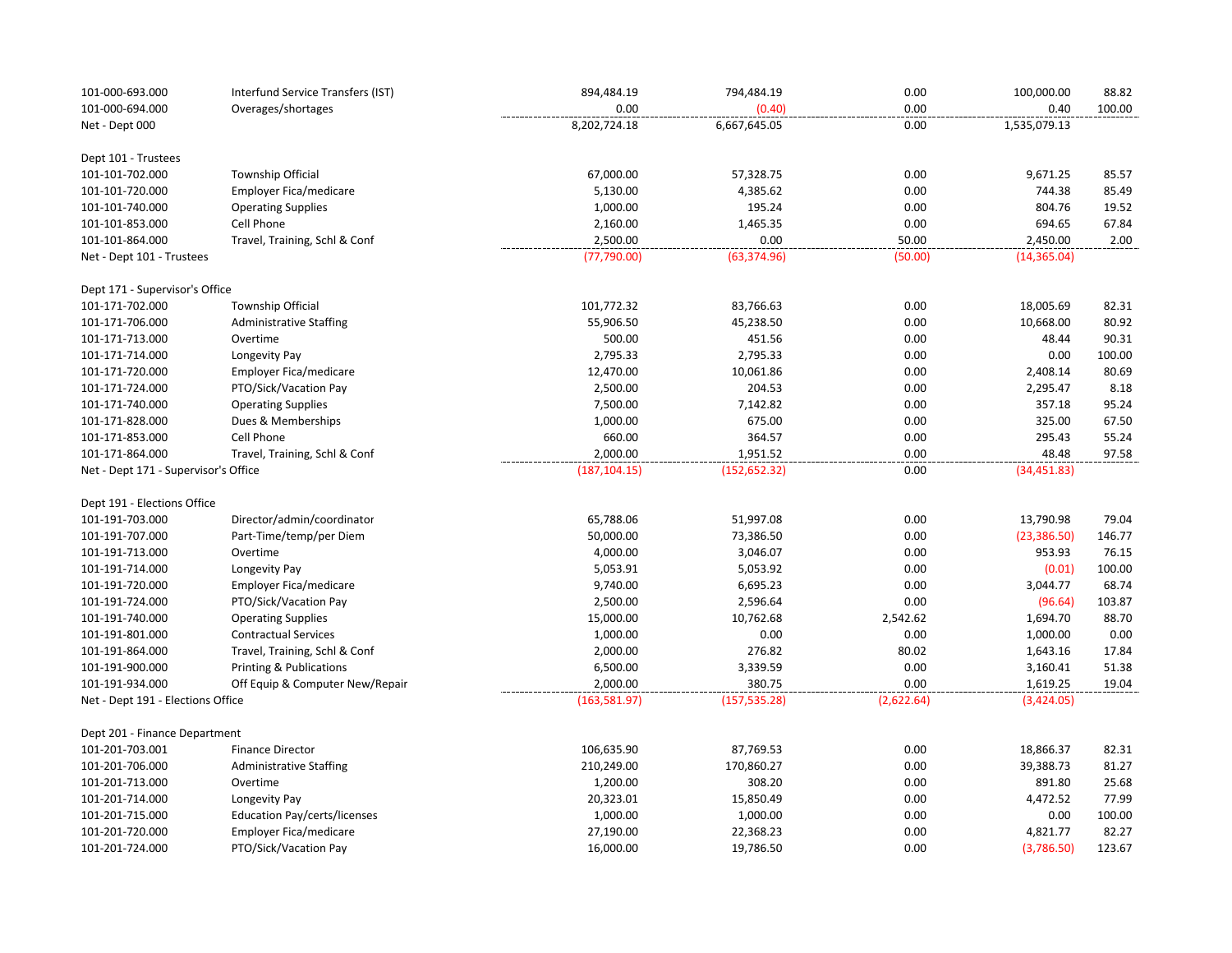| | | | | | | |
|---|---|---|---|---|---|---|
| 101-000-693.000 | Interfund Service Transfers (IST) | 894,484.19 | 794,484.19 | 0.00 | 100,000.00 | 88.82 |
| 101-000-694.000 | Overages/shortages | 0.00 | (0.40) | 0.00 | 0.40 | 100.00 |
| Net - Dept 000 | | 8,202,724.18 | 6,667,645.05 | 0.00 | 1,535,079.13 | |
| | | | | | | |
| Dept 101 - Trustees | | | | | | |
| 101-101-702.000 | Township Official | 67,000.00 | 57,328.75 | 0.00 | 9,671.25 | 85.57 |
| 101-101-720.000 | Employer Fica/medicare | 5,130.00 | 4,385.62 | 0.00 | 744.38 | 85.49 |
| 101-101-740.000 | Operating Supplies | 1,000.00 | 195.24 | 0.00 | 804.76 | 19.52 |
| 101-101-853.000 | Cell Phone | 2,160.00 | 1,465.35 | 0.00 | 694.65 | 67.84 |
| 101-101-864.000 | Travel, Training, Schl & Conf | 2,500.00 | 0.00 | 50.00 | 2,450.00 | 2.00 |
| Net - Dept 101 - Trustees | | (77,790.00) | (63,374.96) | (50.00) | (14,365.04) | |
| | | | | | | |
| Dept 171 - Supervisor's Office | | | | | | |
| 101-171-702.000 | Township Official | 101,772.32 | 83,766.63 | 0.00 | 18,005.69 | 82.31 |
| 101-171-706.000 | Administrative Staffing | 55,906.50 | 45,238.50 | 0.00 | 10,668.00 | 80.92 |
| 101-171-713.000 | Overtime | 500.00 | 451.56 | 0.00 | 48.44 | 90.31 |
| 101-171-714.000 | Longevity Pay | 2,795.33 | 2,795.33 | 0.00 | 0.00 | 100.00 |
| 101-171-720.000 | Employer Fica/medicare | 12,470.00 | 10,061.86 | 0.00 | 2,408.14 | 80.69 |
| 101-171-724.000 | PTO/Sick/Vacation Pay | 2,500.00 | 204.53 | 0.00 | 2,295.47 | 8.18 |
| 101-171-740.000 | Operating Supplies | 7,500.00 | 7,142.82 | 0.00 | 357.18 | 95.24 |
| 101-171-828.000 | Dues & Memberships | 1,000.00 | 675.00 | 0.00 | 325.00 | 67.50 |
| 101-171-853.000 | Cell Phone | 660.00 | 364.57 | 0.00 | 295.43 | 55.24 |
| 101-171-864.000 | Travel, Training, Schl & Conf | 2,000.00 | 1,951.52 | 0.00 | 48.48 | 97.58 |
| Net - Dept 171 - Supervisor's Office | | (187,104.15) | (152,652.32) | 0.00 | (34,451.83) | |
| | | | | | | |
| Dept 191 - Elections Office | | | | | | |
| 101-191-703.000 | Director/admin/coordinator | 65,788.06 | 51,997.08 | 0.00 | 13,790.98 | 79.04 |
| 101-191-707.000 | Part-Time/temp/per Diem | 50,000.00 | 73,386.50 | 0.00 | (23,386.50) | 146.77 |
| 101-191-713.000 | Overtime | 4,000.00 | 3,046.07 | 0.00 | 953.93 | 76.15 |
| 101-191-714.000 | Longevity Pay | 5,053.91 | 5,053.92 | 0.00 | (0.01) | 100.00 |
| 101-191-720.000 | Employer Fica/medicare | 9,740.00 | 6,695.23 | 0.00 | 3,044.77 | 68.74 |
| 101-191-724.000 | PTO/Sick/Vacation Pay | 2,500.00 | 2,596.64 | 0.00 | (96.64) | 103.87 |
| 101-191-740.000 | Operating Supplies | 15,000.00 | 10,762.68 | 2,542.62 | 1,694.70 | 88.70 |
| 101-191-801.000 | Contractual Services | 1,000.00 | 0.00 | 0.00 | 1,000.00 | 0.00 |
| 101-191-864.000 | Travel, Training, Schl & Conf | 2,000.00 | 276.82 | 80.02 | 1,643.16 | 17.84 |
| 101-191-900.000 | Printing & Publications | 6,500.00 | 3,339.59 | 0.00 | 3,160.41 | 51.38 |
| 101-191-934.000 | Off Equip & Computer New/Repair | 2,000.00 | 380.75 | 0.00 | 1,619.25 | 19.04 |
| Net - Dept 191 - Elections Office | | (163,581.97) | (157,535.28) | (2,622.64) | (3,424.05) | |
| | | | | | | |
| Dept 201 - Finance Department | | | | | | |
| 101-201-703.001 | Finance Director | 106,635.90 | 87,769.53 | 0.00 | 18,866.37 | 82.31 |
| 101-201-706.000 | Administrative Staffing | 210,249.00 | 170,860.27 | 0.00 | 39,388.73 | 81.27 |
| 101-201-713.000 | Overtime | 1,200.00 | 308.20 | 0.00 | 891.80 | 25.68 |
| 101-201-714.000 | Longevity Pay | 20,323.01 | 15,850.49 | 0.00 | 4,472.52 | 77.99 |
| 101-201-715.000 | Education Pay/certs/licenses | 1,000.00 | 1,000.00 | 0.00 | 0.00 | 100.00 |
| 101-201-720.000 | Employer Fica/medicare | 27,190.00 | 22,368.23 | 0.00 | 4,821.77 | 82.27 |
| 101-201-724.000 | PTO/Sick/Vacation Pay | 16,000.00 | 19,786.50 | 0.00 | (3,786.50) | 123.67 |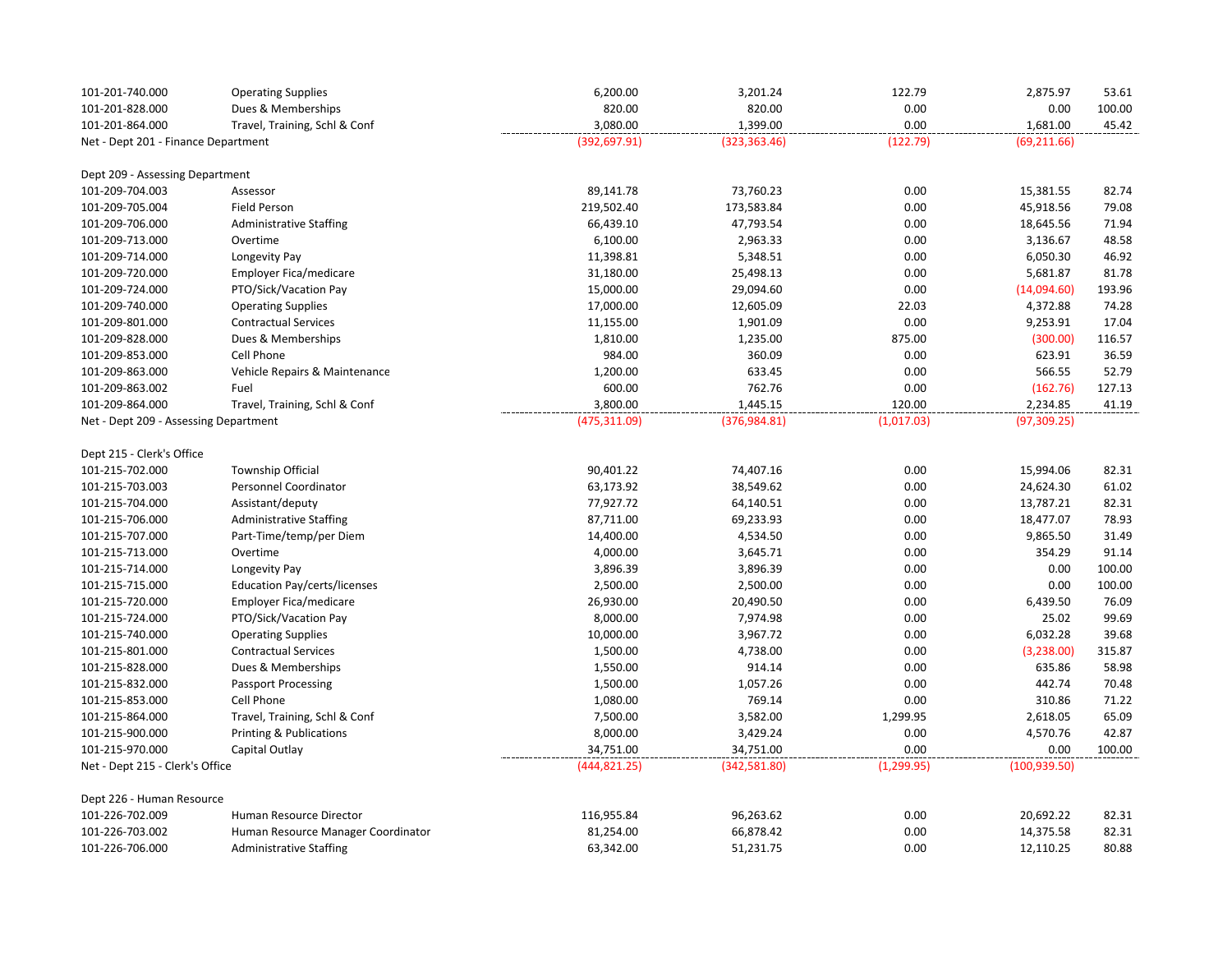| | | | | | | |
|---|---|---|---|---|---|---|
| 101-201-740.000 | Operating Supplies | 6,200.00 | 3,201.24 | 122.79 | 2,875.97 | 53.61 |
| 101-201-828.000 | Dues & Memberships | 820.00 | 820.00 | 0.00 | 0.00 | 100.00 |
| 101-201-864.000 | Travel, Training, Schl & Conf | 3,080.00 | 1,399.00 | 0.00 | 1,681.00 | 45.42 |
| Net - Dept 201 - Finance Department | | (392,697.91) | (323,363.46) | (122.79) | (69,211.66) | |
| | | | | | | |
| Dept 209 - Assessing Department | | | | | | |
| 101-209-704.003 | Assessor | 89,141.78 | 73,760.23 | 0.00 | 15,381.55 | 82.74 |
| 101-209-705.004 | Field Person | 219,502.40 | 173,583.84 | 0.00 | 45,918.56 | 79.08 |
| 101-209-706.000 | Administrative Staffing | 66,439.10 | 47,793.54 | 0.00 | 18,645.56 | 71.94 |
| 101-209-713.000 | Overtime | 6,100.00 | 2,963.33 | 0.00 | 3,136.67 | 48.58 |
| 101-209-714.000 | Longevity Pay | 11,398.81 | 5,348.51 | 0.00 | 6,050.30 | 46.92 |
| 101-209-720.000 | Employer Fica/medicare | 31,180.00 | 25,498.13 | 0.00 | 5,681.87 | 81.78 |
| 101-209-724.000 | PTO/Sick/Vacation Pay | 15,000.00 | 29,094.60 | 0.00 | (14,094.60) | 193.96 |
| 101-209-740.000 | Operating Supplies | 17,000.00 | 12,605.09 | 22.03 | 4,372.88 | 74.28 |
| 101-209-801.000 | Contractual Services | 11,155.00 | 1,901.09 | 0.00 | 9,253.91 | 17.04 |
| 101-209-828.000 | Dues & Memberships | 1,810.00 | 1,235.00 | 875.00 | (300.00) | 116.57 |
| 101-209-853.000 | Cell Phone | 984.00 | 360.09 | 0.00 | 623.91 | 36.59 |
| 101-209-863.000 | Vehicle Repairs & Maintenance | 1,200.00 | 633.45 | 0.00 | 566.55 | 52.79 |
| 101-209-863.002 | Fuel | 600.00 | 762.76 | 0.00 | (162.76) | 127.13 |
| 101-209-864.000 | Travel, Training, Schl & Conf | 3,800.00 | 1,445.15 | 120.00 | 2,234.85 | 41.19 |
| Net - Dept 209 - Assessing Department | | (475,311.09) | (376,984.81) | (1,017.03) | (97,309.25) | |
| | | | | | | |
| Dept 215 - Clerk's Office | | | | | | |
| 101-215-702.000 | Township Official | 90,401.22 | 74,407.16 | 0.00 | 15,994.06 | 82.31 |
| 101-215-703.003 | Personnel Coordinator | 63,173.92 | 38,549.62 | 0.00 | 24,624.30 | 61.02 |
| 101-215-704.000 | Assistant/deputy | 77,927.72 | 64,140.51 | 0.00 | 13,787.21 | 82.31 |
| 101-215-706.000 | Administrative Staffing | 87,711.00 | 69,233.93 | 0.00 | 18,477.07 | 78.93 |
| 101-215-707.000 | Part-Time/temp/per Diem | 14,400.00 | 4,534.50 | 0.00 | 9,865.50 | 31.49 |
| 101-215-713.000 | Overtime | 4,000.00 | 3,645.71 | 0.00 | 354.29 | 91.14 |
| 101-215-714.000 | Longevity Pay | 3,896.39 | 3,896.39 | 0.00 | 0.00 | 100.00 |
| 101-215-715.000 | Education Pay/certs/licenses | 2,500.00 | 2,500.00 | 0.00 | 0.00 | 100.00 |
| 101-215-720.000 | Employer Fica/medicare | 26,930.00 | 20,490.50 | 0.00 | 6,439.50 | 76.09 |
| 101-215-724.000 | PTO/Sick/Vacation Pay | 8,000.00 | 7,974.98 | 0.00 | 25.02 | 99.69 |
| 101-215-740.000 | Operating Supplies | 10,000.00 | 3,967.72 | 0.00 | 6,032.28 | 39.68 |
| 101-215-801.000 | Contractual Services | 1,500.00 | 4,738.00 | 0.00 | (3,238.00) | 315.87 |
| 101-215-828.000 | Dues & Memberships | 1,550.00 | 914.14 | 0.00 | 635.86 | 58.98 |
| 101-215-832.000 | Passport Processing | 1,500.00 | 1,057.26 | 0.00 | 442.74 | 70.48 |
| 101-215-853.000 | Cell Phone | 1,080.00 | 769.14 | 0.00 | 310.86 | 71.22 |
| 101-215-864.000 | Travel, Training, Schl & Conf | 7,500.00 | 3,582.00 | 1,299.95 | 2,618.05 | 65.09 |
| 101-215-900.000 | Printing & Publications | 8,000.00 | 3,429.24 | 0.00 | 4,570.76 | 42.87 |
| 101-215-970.000 | Capital Outlay | 34,751.00 | 34,751.00 | 0.00 | 0.00 | 100.00 |
| Net - Dept 215 - Clerk's Office | | (444,821.25) | (342,581.80) | (1,299.95) | (100,939.50) | |
| | | | | | | |
| Dept 226 - Human Resource | | | | | | |
| 101-226-702.009 | Human Resource Director | 116,955.84 | 96,263.62 | 0.00 | 20,692.22 | 82.31 |
| 101-226-703.002 | Human Resource Manager Coordinator | 81,254.00 | 66,878.42 | 0.00 | 14,375.58 | 82.31 |
| 101-226-706.000 | Administrative Staffing | 63,342.00 | 51,231.75 | 0.00 | 12,110.25 | 80.88 |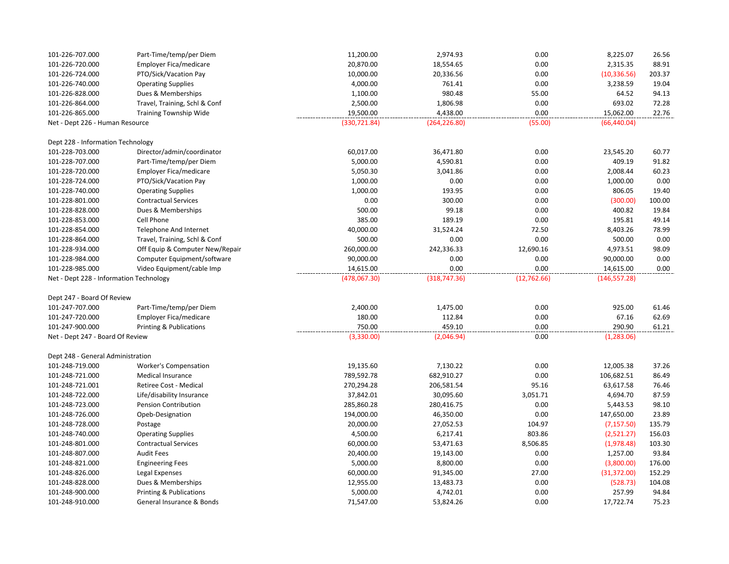| Account | Description | | | | | |
|---|---|---|---|---|---|---|
| 101-226-707.000 | Part-Time/temp/per Diem | 11,200.00 | 2,974.93 | 0.00 | 8,225.07 | 26.56 |
| 101-226-720.000 | Employer Fica/medicare | 20,870.00 | 18,554.65 | 0.00 | 2,315.35 | 88.91 |
| 101-226-724.000 | PTO/Sick/Vacation Pay | 10,000.00 | 20,336.56 | 0.00 | (10,336.56) | 203.37 |
| 101-226-740.000 | Operating Supplies | 4,000.00 | 761.41 | 0.00 | 3,238.59 | 19.04 |
| 101-226-828.000 | Dues & Memberships | 1,100.00 | 980.48 | 55.00 | 64.52 | 94.13 |
| 101-226-864.000 | Travel, Training, Schl & Conf | 2,500.00 | 1,806.98 | 0.00 | 693.02 | 72.28 |
| 101-226-865.000 | Training Township Wide | 19,500.00 | 4,438.00 | 0.00 | 15,062.00 | 22.76 |
| Net - Dept 226 - Human Resource | | (330,721.84) | (264,226.80) | (55.00) | (66,440.04) | |
| | | | | | | |
| Dept 228 - Information Technology | | | | | | |
| 101-228-703.000 | Director/admin/coordinator | 60,017.00 | 36,471.80 | 0.00 | 23,545.20 | 60.77 |
| 101-228-707.000 | Part-Time/temp/per Diem | 5,000.00 | 4,590.81 | 0.00 | 409.19 | 91.82 |
| 101-228-720.000 | Employer Fica/medicare | 5,050.30 | 3,041.86 | 0.00 | 2,008.44 | 60.23 |
| 101-228-724.000 | PTO/Sick/Vacation Pay | 1,000.00 | 0.00 | 0.00 | 1,000.00 | 0.00 |
| 101-228-740.000 | Operating Supplies | 1,000.00 | 193.95 | 0.00 | 806.05 | 19.40 |
| 101-228-801.000 | Contractual Services | 0.00 | 300.00 | 0.00 | (300.00) | 100.00 |
| 101-228-828.000 | Dues & Memberships | 500.00 | 99.18 | 0.00 | 400.82 | 19.84 |
| 101-228-853.000 | Cell Phone | 385.00 | 189.19 | 0.00 | 195.81 | 49.14 |
| 101-228-854.000 | Telephone And Internet | 40,000.00 | 31,524.24 | 72.50 | 8,403.26 | 78.99 |
| 101-228-864.000 | Travel, Training, Schl & Conf | 500.00 | 0.00 | 0.00 | 500.00 | 0.00 |
| 101-228-934.000 | Off Equip & Computer New/Repair | 260,000.00 | 242,336.33 | 12,690.16 | 4,973.51 | 98.09 |
| 101-228-984.000 | Computer Equipment/software | 90,000.00 | 0.00 | 0.00 | 90,000.00 | 0.00 |
| 101-228-985.000 | Video Equipment/cable Imp | 14,615.00 | 0.00 | 0.00 | 14,615.00 | 0.00 |
| Net - Dept 228 - Information Technology | | (478,067.30) | (318,747.36) | (12,762.66) | (146,557.28) | |
| | | | | | | |
| Dept 247 - Board Of Review | | | | | | |
| 101-247-707.000 | Part-Time/temp/per Diem | 2,400.00 | 1,475.00 | 0.00 | 925.00 | 61.46 |
| 101-247-720.000 | Employer Fica/medicare | 180.00 | 112.84 | 0.00 | 67.16 | 62.69 |
| 101-247-900.000 | Printing & Publications | 750.00 | 459.10 | 0.00 | 290.90 | 61.21 |
| Net - Dept 247 - Board Of Review | | (3,330.00) | (2,046.94) | 0.00 | (1,283.06) | |
| | | | | | | |
| Dept 248 - General Administration | | | | | | |
| 101-248-719.000 | Worker's Compensation | 19,135.60 | 7,130.22 | 0.00 | 12,005.38 | 37.26 |
| 101-248-721.000 | Medical Insurance | 789,592.78 | 682,910.27 | 0.00 | 106,682.51 | 86.49 |
| 101-248-721.001 | Retiree Cost - Medical | 270,294.28 | 206,581.54 | 95.16 | 63,617.58 | 76.46 |
| 101-248-722.000 | Life/disability Insurance | 37,842.01 | 30,095.60 | 3,051.71 | 4,694.70 | 87.59 |
| 101-248-723.000 | Pension Contribution | 285,860.28 | 280,416.75 | 0.00 | 5,443.53 | 98.10 |
| 101-248-726.000 | Opeb-Designation | 194,000.00 | 46,350.00 | 0.00 | 147,650.00 | 23.89 |
| 101-248-728.000 | Postage | 20,000.00 | 27,052.53 | 104.97 | (7,157.50) | 135.79 |
| 101-248-740.000 | Operating Supplies | 4,500.00 | 6,217.41 | 803.86 | (2,521.27) | 156.03 |
| 101-248-801.000 | Contractual Services | 60,000.00 | 53,471.63 | 8,506.85 | (1,978.48) | 103.30 |
| 101-248-807.000 | Audit Fees | 20,400.00 | 19,143.00 | 0.00 | 1,257.00 | 93.84 |
| 101-248-821.000 | Engineering Fees | 5,000.00 | 8,800.00 | 0.00 | (3,800.00) | 176.00 |
| 101-248-826.000 | Legal Expenses | 60,000.00 | 91,345.00 | 27.00 | (31,372.00) | 152.29 |
| 101-248-828.000 | Dues & Memberships | 12,955.00 | 13,483.73 | 0.00 | (528.73) | 104.08 |
| 101-248-900.000 | Printing & Publications | 5,000.00 | 4,742.01 | 0.00 | 257.99 | 94.84 |
| 101-248-910.000 | General Insurance & Bonds | 71,547.00 | 53,824.26 | 0.00 | 17,722.74 | 75.23 |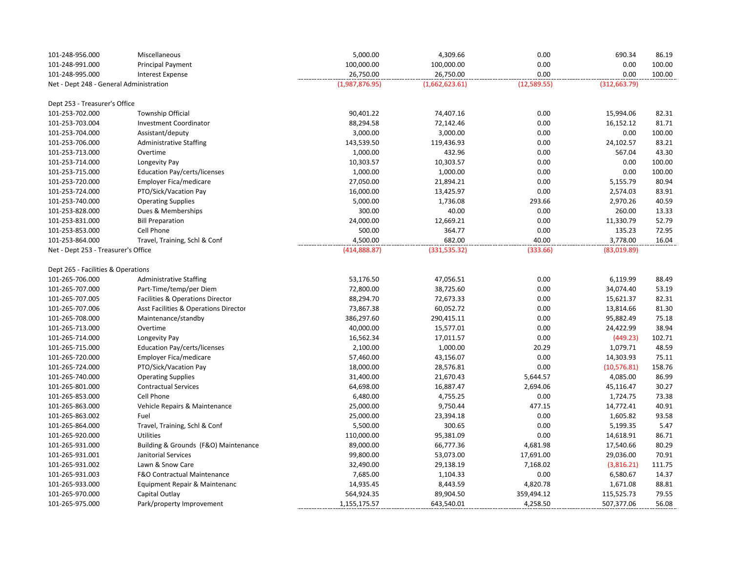| Account | Description | Col 1 | Col 2 | Col 3 | Col 4 | Pct |
|---|---|---|---|---|---|---|
| 101-248-956.000 | Miscellaneous | 5,000.00 | 4,309.66 | 0.00 | 690.34 | 86.19 |
| 101-248-991.000 | Principal Payment | 100,000.00 | 100,000.00 | 0.00 | 0.00 | 100.00 |
| 101-248-995.000 | Interest Expense | 26,750.00 | 26,750.00 | 0.00 | 0.00 | 100.00 |
| Net - Dept 248 - General Administration | | (1,987,876.95) | (1,662,623.61) | (12,589.55) | (312,663.79) | |
| | | | | | | |
| Dept 253 - Treasurer's Office | | | | | | |
| 101-253-702.000 | Township Official | 90,401.22 | 74,407.16 | 0.00 | 15,994.06 | 82.31 |
| 101-253-703.004 | Investment Coordinator | 88,294.58 | 72,142.46 | 0.00 | 16,152.12 | 81.71 |
| 101-253-704.000 | Assistant/deputy | 3,000.00 | 3,000.00 | 0.00 | 0.00 | 100.00 |
| 101-253-706.000 | Administrative Staffing | 143,539.50 | 119,436.93 | 0.00 | 24,102.57 | 83.21 |
| 101-253-713.000 | Overtime | 1,000.00 | 432.96 | 0.00 | 567.04 | 43.30 |
| 101-253-714.000 | Longevity Pay | 10,303.57 | 10,303.57 | 0.00 | 0.00 | 100.00 |
| 101-253-715.000 | Education Pay/certs/licenses | 1,000.00 | 1,000.00 | 0.00 | 0.00 | 100.00 |
| 101-253-720.000 | Employer Fica/medicare | 27,050.00 | 21,894.21 | 0.00 | 5,155.79 | 80.94 |
| 101-253-724.000 | PTO/Sick/Vacation Pay | 16,000.00 | 13,425.97 | 0.00 | 2,574.03 | 83.91 |
| 101-253-740.000 | Operating Supplies | 5,000.00 | 1,736.08 | 293.66 | 2,970.26 | 40.59 |
| 101-253-828.000 | Dues & Memberships | 300.00 | 40.00 | 0.00 | 260.00 | 13.33 |
| 101-253-831.000 | Bill Preparation | 24,000.00 | 12,669.21 | 0.00 | 11,330.79 | 52.79 |
| 101-253-853.000 | Cell Phone | 500.00 | 364.77 | 0.00 | 135.23 | 72.95 |
| 101-253-864.000 | Travel, Training, Schl & Conf | 4,500.00 | 682.00 | 40.00 | 3,778.00 | 16.04 |
| Net - Dept 253 - Treasurer's Office | | (414,888.87) | (331,535.32) | (333.66) | (83,019.89) | |
| | | | | | | |
| Dept 265 - Facilities & Operations | | | | | | |
| 101-265-706.000 | Administrative Staffing | 53,176.50 | 47,056.51 | 0.00 | 6,119.99 | 88.49 |
| 101-265-707.000 | Part-Time/temp/per Diem | 72,800.00 | 38,725.60 | 0.00 | 34,074.40 | 53.19 |
| 101-265-707.005 | Facilities & Operations Director | 88,294.70 | 72,673.33 | 0.00 | 15,621.37 | 82.31 |
| 101-265-707.006 | Asst Facilities & Operations Director | 73,867.38 | 60,052.72 | 0.00 | 13,814.66 | 81.30 |
| 101-265-708.000 | Maintenance/standby | 386,297.60 | 290,415.11 | 0.00 | 95,882.49 | 75.18 |
| 101-265-713.000 | Overtime | 40,000.00 | 15,577.01 | 0.00 | 24,422.99 | 38.94 |
| 101-265-714.000 | Longevity Pay | 16,562.34 | 17,011.57 | 0.00 | (449.23) | 102.71 |
| 101-265-715.000 | Education Pay/certs/licenses | 2,100.00 | 1,000.00 | 20.29 | 1,079.71 | 48.59 |
| 101-265-720.000 | Employer Fica/medicare | 57,460.00 | 43,156.07 | 0.00 | 14,303.93 | 75.11 |
| 101-265-724.000 | PTO/Sick/Vacation Pay | 18,000.00 | 28,576.81 | 0.00 | (10,576.81) | 158.76 |
| 101-265-740.000 | Operating Supplies | 31,400.00 | 21,670.43 | 5,644.57 | 4,085.00 | 86.99 |
| 101-265-801.000 | Contractual Services | 64,698.00 | 16,887.47 | 2,694.06 | 45,116.47 | 30.27 |
| 101-265-853.000 | Cell Phone | 6,480.00 | 4,755.25 | 0.00 | 1,724.75 | 73.38 |
| 101-265-863.000 | Vehicle Repairs & Maintenance | 25,000.00 | 9,750.44 | 477.15 | 14,772.41 | 40.91 |
| 101-265-863.002 | Fuel | 25,000.00 | 23,394.18 | 0.00 | 1,605.82 | 93.58 |
| 101-265-864.000 | Travel, Training, Schl & Conf | 5,500.00 | 300.65 | 0.00 | 5,199.35 | 5.47 |
| 101-265-920.000 | Utilities | 110,000.00 | 95,381.09 | 0.00 | 14,618.91 | 86.71 |
| 101-265-931.000 | Building & Grounds (F&O) Maintenance | 89,000.00 | 66,777.36 | 4,681.98 | 17,540.66 | 80.29 |
| 101-265-931.001 | Janitorial Services | 99,800.00 | 53,073.00 | 17,691.00 | 29,036.00 | 70.91 |
| 101-265-931.002 | Lawn & Snow Care | 32,490.00 | 29,138.19 | 7,168.02 | (3,816.21) | 111.75 |
| 101-265-931.003 | F&O Contractual Maintenance | 7,685.00 | 1,104.33 | 0.00 | 6,580.67 | 14.37 |
| 101-265-933.000 | Equipment Repair & Maintenanc | 14,935.45 | 8,443.59 | 4,820.78 | 1,671.08 | 88.81 |
| 101-265-970.000 | Capital Outlay | 564,924.35 | 89,904.50 | 359,494.12 | 115,525.73 | 79.55 |
| 101-265-975.000 | Park/property Improvement | 1,155,175.57 | 643,540.01 | 4,258.50 | 507,377.06 | 56.08 |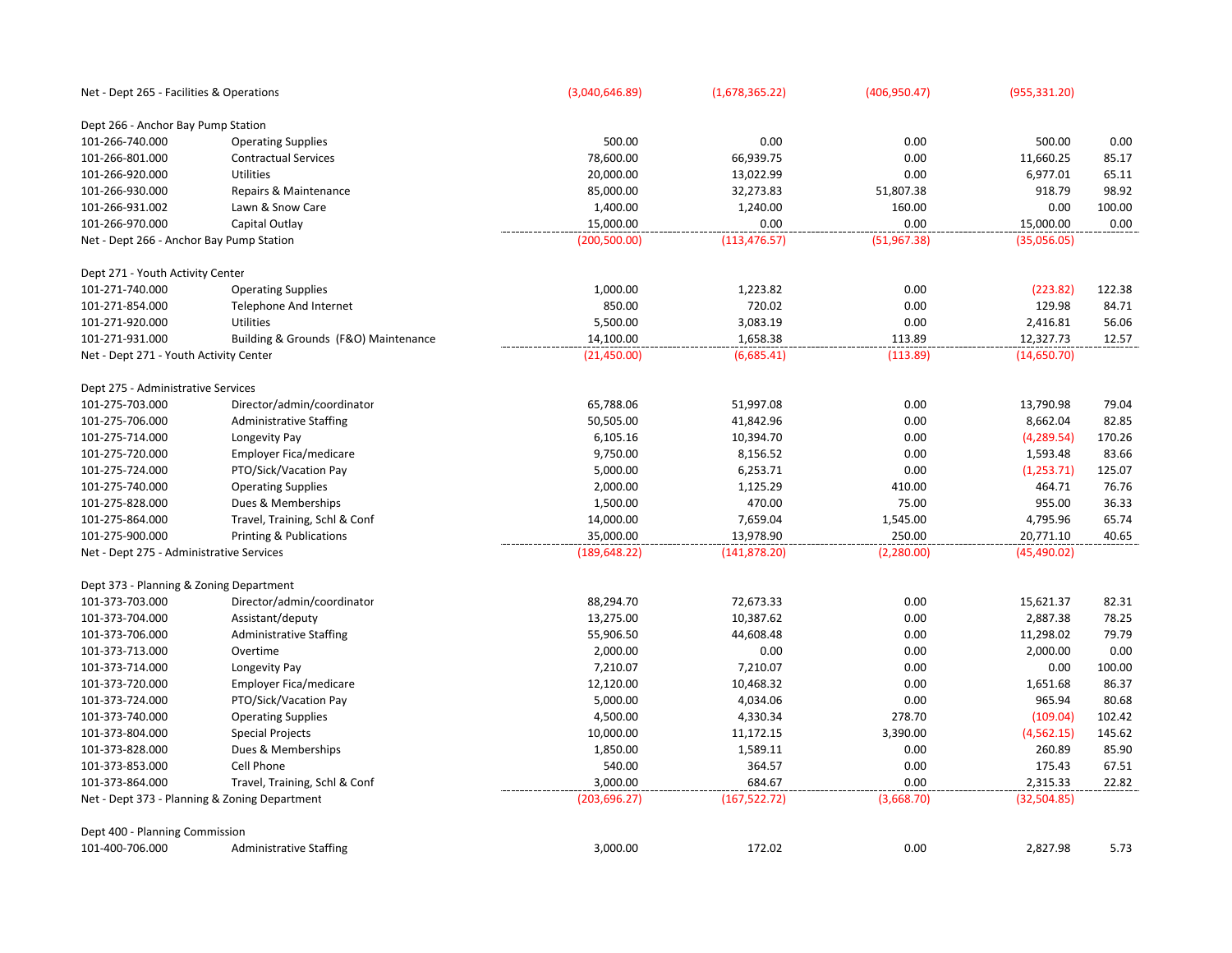| | | | | | | |
|---|---|---|---|---|---|---|
| Net - Dept 265 - Facilities & Operations | | (3,040,646.89) | (1,678,365.22) | (406,950.47) | (955,331.20) | |
| Dept 266 - Anchor Bay Pump Station | | | | | | |
| 101-266-740.000 | Operating Supplies | 500.00 | 0.00 | 0.00 | 500.00 | 0.00 |
| 101-266-801.000 | Contractual Services | 78,600.00 | 66,939.75 | 0.00 | 11,660.25 | 85.17 |
| 101-266-920.000 | Utilities | 20,000.00 | 13,022.99 | 0.00 | 6,977.01 | 65.11 |
| 101-266-930.000 | Repairs & Maintenance | 85,000.00 | 32,273.83 | 51,807.38 | 918.79 | 98.92 |
| 101-266-931.002 | Lawn & Snow Care | 1,400.00 | 1,240.00 | 160.00 | 0.00 | 100.00 |
| 101-266-970.000 | Capital Outlay | 15,000.00 | 0.00 | 0.00 | 15,000.00 | 0.00 |
| Net - Dept 266 - Anchor Bay Pump Station | | (200,500.00) | (113,476.57) | (51,967.38) | (35,056.05) | |
| Dept 271 - Youth Activity Center | | | | | | |
| 101-271-740.000 | Operating Supplies | 1,000.00 | 1,223.82 | 0.00 | (223.82) | 122.38 |
| 101-271-854.000 | Telephone And Internet | 850.00 | 720.02 | 0.00 | 129.98 | 84.71 |
| 101-271-920.000 | Utilities | 5,500.00 | 3,083.19 | 0.00 | 2,416.81 | 56.06 |
| 101-271-931.000 | Building & Grounds (F&O) Maintenance | 14,100.00 | 1,658.38 | 113.89 | 12,327.73 | 12.57 |
| Net - Dept 271 - Youth Activity Center | | (21,450.00) | (6,685.41) | (113.89) | (14,650.70) | |
| Dept 275 - Administrative Services | | | | | | |
| 101-275-703.000 | Director/admin/coordinator | 65,788.06 | 51,997.08 | 0.00 | 13,790.98 | 79.04 |
| 101-275-706.000 | Administrative Staffing | 50,505.00 | 41,842.96 | 0.00 | 8,662.04 | 82.85 |
| 101-275-714.000 | Longevity Pay | 6,105.16 | 10,394.70 | 0.00 | (4,289.54) | 170.26 |
| 101-275-720.000 | Employer Fica/medicare | 9,750.00 | 8,156.52 | 0.00 | 1,593.48 | 83.66 |
| 101-275-724.000 | PTO/Sick/Vacation Pay | 5,000.00 | 6,253.71 | 0.00 | (1,253.71) | 125.07 |
| 101-275-740.000 | Operating Supplies | 2,000.00 | 1,125.29 | 410.00 | 464.71 | 76.76 |
| 101-275-828.000 | Dues & Memberships | 1,500.00 | 470.00 | 75.00 | 955.00 | 36.33 |
| 101-275-864.000 | Travel, Training, Schl & Conf | 14,000.00 | 7,659.04 | 1,545.00 | 4,795.96 | 65.74 |
| 101-275-900.000 | Printing & Publications | 35,000.00 | 13,978.90 | 250.00 | 20,771.10 | 40.65 |
| Net - Dept 275 - Administrative Services | | (189,648.22) | (141,878.20) | (2,280.00) | (45,490.02) | |
| Dept 373 - Planning & Zoning Department | | | | | | |
| 101-373-703.000 | Director/admin/coordinator | 88,294.70 | 72,673.33 | 0.00 | 15,621.37 | 82.31 |
| 101-373-704.000 | Assistant/deputy | 13,275.00 | 10,387.62 | 0.00 | 2,887.38 | 78.25 |
| 101-373-706.000 | Administrative Staffing | 55,906.50 | 44,608.48 | 0.00 | 11,298.02 | 79.79 |
| 101-373-713.000 | Overtime | 2,000.00 | 0.00 | 0.00 | 2,000.00 | 0.00 |
| 101-373-714.000 | Longevity Pay | 7,210.07 | 7,210.07 | 0.00 | 0.00 | 100.00 |
| 101-373-720.000 | Employer Fica/medicare | 12,120.00 | 10,468.32 | 0.00 | 1,651.68 | 86.37 |
| 101-373-724.000 | PTO/Sick/Vacation Pay | 5,000.00 | 4,034.06 | 0.00 | 965.94 | 80.68 |
| 101-373-740.000 | Operating Supplies | 4,500.00 | 4,330.34 | 278.70 | (109.04) | 102.42 |
| 101-373-804.000 | Special Projects | 10,000.00 | 11,172.15 | 3,390.00 | (4,562.15) | 145.62 |
| 101-373-828.000 | Dues & Memberships | 1,850.00 | 1,589.11 | 0.00 | 260.89 | 85.90 |
| 101-373-853.000 | Cell Phone | 540.00 | 364.57 | 0.00 | 175.43 | 67.51 |
| 101-373-864.000 | Travel, Training, Schl & Conf | 3,000.00 | 684.67 | 0.00 | 2,315.33 | 22.82 |
| Net - Dept 373 - Planning & Zoning Department | | (203,696.27) | (167,522.72) | (3,668.70) | (32,504.85) | |
| Dept 400 - Planning Commission | | | | | | |
| 101-400-706.000 | Administrative Staffing | 3,000.00 | 172.02 | 0.00 | 2,827.98 | 5.73 |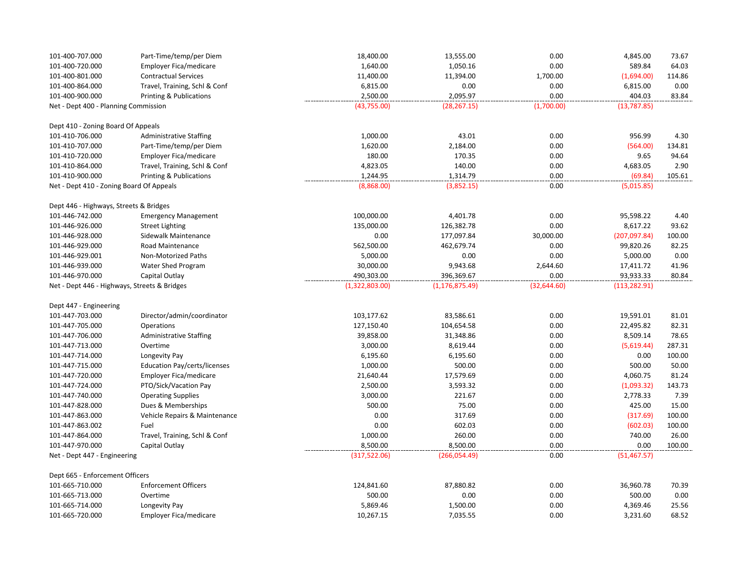| | | | | | | |
|---|---|---|---|---|---|---|
| 101-400-707.000 | Part-Time/temp/per Diem | 18,400.00 | 13,555.00 | 0.00 | 4,845.00 | 73.67 |
| 101-400-720.000 | Employer Fica/medicare | 1,640.00 | 1,050.16 | 0.00 | 589.84 | 64.03 |
| 101-400-801.000 | Contractual Services | 11,400.00 | 11,394.00 | 1,700.00 | (1,694.00) | 114.86 |
| 101-400-864.000 | Travel, Training, Schl & Conf | 6,815.00 | 0.00 | 0.00 | 6,815.00 | 0.00 |
| 101-400-900.000 | Printing & Publications | 2,500.00 | 2,095.97 | 0.00 | 404.03 | 83.84 |
| Net - Dept 400 - Planning Commission | | (43,755.00) | (28,267.15) | (1,700.00) | (13,787.85) | |
| | | | | | | |
| Dept 410 - Zoning Board Of Appeals | | | | | | |
| 101-410-706.000 | Administrative Staffing | 1,000.00 | 43.01 | 0.00 | 956.99 | 4.30 |
| 101-410-707.000 | Part-Time/temp/per Diem | 1,620.00 | 2,184.00 | 0.00 | (564.00) | 134.81 |
| 101-410-720.000 | Employer Fica/medicare | 180.00 | 170.35 | 0.00 | 9.65 | 94.64 |
| 101-410-864.000 | Travel, Training, Schl & Conf | 4,823.05 | 140.00 | 0.00 | 4,683.05 | 2.90 |
| 101-410-900.000 | Printing & Publications | 1,244.95 | 1,314.79 | 0.00 | (69.84) | 105.61 |
| Net - Dept 410 - Zoning Board Of Appeals | | (8,868.00) | (3,852.15) | 0.00 | (5,015.85) | |
| | | | | | | |
| Dept 446 - Highways, Streets & Bridges | | | | | | |
| 101-446-742.000 | Emergency Management | 100,000.00 | 4,401.78 | 0.00 | 95,598.22 | 4.40 |
| 101-446-926.000 | Street Lighting | 135,000.00 | 126,382.78 | 0.00 | 8,617.22 | 93.62 |
| 101-446-928.000 | Sidewalk Maintenance | 0.00 | 177,097.84 | 30,000.00 | (207,097.84) | 100.00 |
| 101-446-929.000 | Road Maintenance | 562,500.00 | 462,679.74 | 0.00 | 99,820.26 | 82.25 |
| 101-446-929.001 | Non-Motorized Paths | 5,000.00 | 0.00 | 0.00 | 5,000.00 | 0.00 |
| 101-446-939.000 | Water Shed Program | 30,000.00 | 9,943.68 | 2,644.60 | 17,411.72 | 41.96 |
| 101-446-970.000 | Capital Outlay | 490,303.00 | 396,369.67 | 0.00 | 93,933.33 | 80.84 |
| Net - Dept 446 - Highways, Streets & Bridges | | (1,322,803.00) | (1,176,875.49) | (32,644.60) | (113,282.91) | |
| | | | | | | |
| Dept 447 - Engineering | | | | | | |
| 101-447-703.000 | Director/admin/coordinator | 103,177.62 | 83,586.61 | 0.00 | 19,591.01 | 81.01 |
| 101-447-705.000 | Operations | 127,150.40 | 104,654.58 | 0.00 | 22,495.82 | 82.31 |
| 101-447-706.000 | Administrative Staffing | 39,858.00 | 31,348.86 | 0.00 | 8,509.14 | 78.65 |
| 101-447-713.000 | Overtime | 3,000.00 | 8,619.44 | 0.00 | (5,619.44) | 287.31 |
| 101-447-714.000 | Longevity Pay | 6,195.60 | 6,195.60 | 0.00 | 0.00 | 100.00 |
| 101-447-715.000 | Education Pay/certs/licenses | 1,000.00 | 500.00 | 0.00 | 500.00 | 50.00 |
| 101-447-720.000 | Employer Fica/medicare | 21,640.44 | 17,579.69 | 0.00 | 4,060.75 | 81.24 |
| 101-447-724.000 | PTO/Sick/Vacation Pay | 2,500.00 | 3,593.32 | 0.00 | (1,093.32) | 143.73 |
| 101-447-740.000 | Operating Supplies | 3,000.00 | 221.67 | 0.00 | 2,778.33 | 7.39 |
| 101-447-828.000 | Dues & Memberships | 500.00 | 75.00 | 0.00 | 425.00 | 15.00 |
| 101-447-863.000 | Vehicle Repairs & Maintenance | 0.00 | 317.69 | 0.00 | (317.69) | 100.00 |
| 101-447-863.002 | Fuel | 0.00 | 602.03 | 0.00 | (602.03) | 100.00 |
| 101-447-864.000 | Travel, Training, Schl & Conf | 1,000.00 | 260.00 | 0.00 | 740.00 | 26.00 |
| 101-447-970.000 | Capital Outlay | 8,500.00 | 8,500.00 | 0.00 | 0.00 | 100.00 |
| Net - Dept 447 - Engineering | | (317,522.06) | (266,054.49) | 0.00 | (51,467.57) | |
| | | | | | | |
| Dept 665 - Enforcement Officers | | | | | | |
| 101-665-710.000 | Enforcement Officers | 124,841.60 | 87,880.82 | 0.00 | 36,960.78 | 70.39 |
| 101-665-713.000 | Overtime | 500.00 | 0.00 | 0.00 | 500.00 | 0.00 |
| 101-665-714.000 | Longevity Pay | 5,869.46 | 1,500.00 | 0.00 | 4,369.46 | 25.56 |
| 101-665-720.000 | Employer Fica/medicare | 10,267.15 | 7,035.55 | 0.00 | 3,231.60 | 68.52 |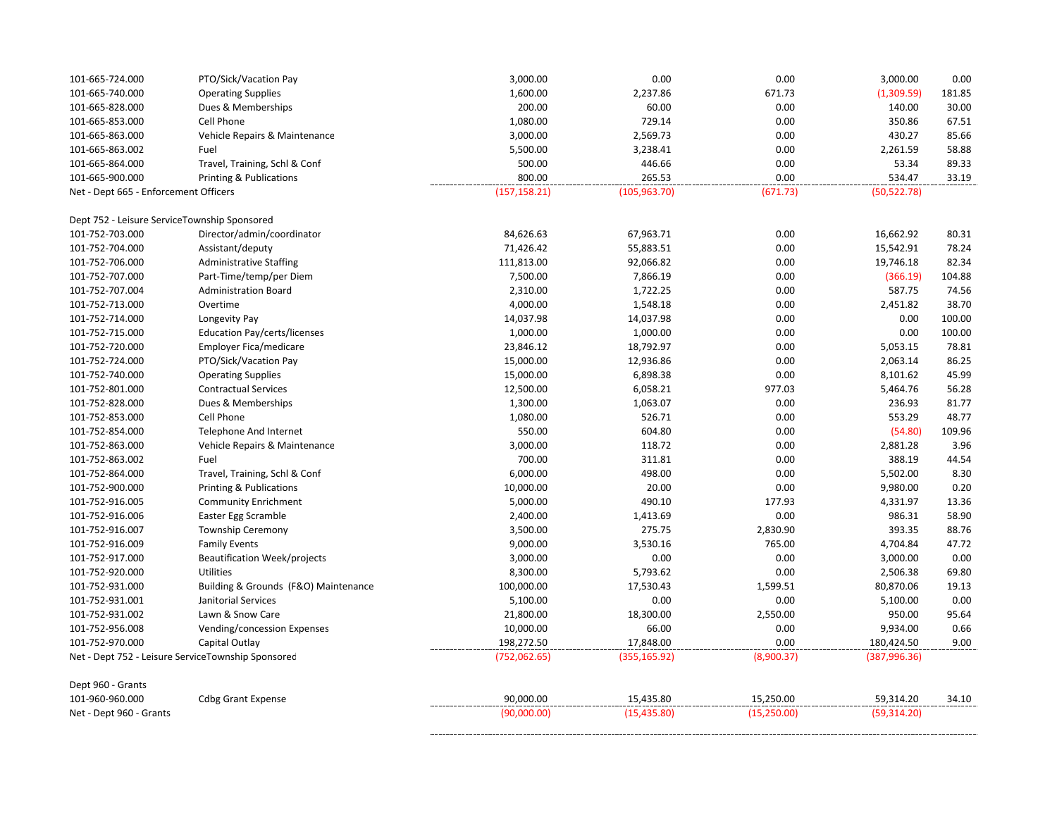| | | | | | | |
|---|---|---|---|---|---|---|
| 101-665-724.000 | PTO/Sick/Vacation Pay | 3,000.00 | 0.00 | 0.00 | 3,000.00 | 0.00 |
| 101-665-740.000 | Operating Supplies | 1,600.00 | 2,237.86 | 671.73 | (1,309.59) | 181.85 |
| 101-665-828.000 | Dues & Memberships | 200.00 | 60.00 | 0.00 | 140.00 | 30.00 |
| 101-665-853.000 | Cell Phone | 1,080.00 | 729.14 | 0.00 | 350.86 | 67.51 |
| 101-665-863.000 | Vehicle Repairs & Maintenance | 3,000.00 | 2,569.73 | 0.00 | 430.27 | 85.66 |
| 101-665-863.002 | Fuel | 5,500.00 | 3,238.41 | 0.00 | 2,261.59 | 58.88 |
| 101-665-864.000 | Travel, Training, Schl & Conf | 500.00 | 446.66 | 0.00 | 53.34 | 89.33 |
| 101-665-900.000 | Printing & Publications | 800.00 | 265.53 | 0.00 | 534.47 | 33.19 |
| Net - Dept 665 - Enforcement Officers | | (157,158.21) | (105,963.70) | (671.73) | (50,522.78) | |
| | | | | | | |
| Dept 752 - Leisure ServiceTownship Sponsored | | | | | | |
| 101-752-703.000 | Director/admin/coordinator | 84,626.63 | 67,963.71 | 0.00 | 16,662.92 | 80.31 |
| 101-752-704.000 | Assistant/deputy | 71,426.42 | 55,883.51 | 0.00 | 15,542.91 | 78.24 |
| 101-752-706.000 | Administrative Staffing | 111,813.00 | 92,066.82 | 0.00 | 19,746.18 | 82.34 |
| 101-752-707.000 | Part-Time/temp/per Diem | 7,500.00 | 7,866.19 | 0.00 | (366.19) | 104.88 |
| 101-752-707.004 | Administration Board | 2,310.00 | 1,722.25 | 0.00 | 587.75 | 74.56 |
| 101-752-713.000 | Overtime | 4,000.00 | 1,548.18 | 0.00 | 2,451.82 | 38.70 |
| 101-752-714.000 | Longevity Pay | 14,037.98 | 14,037.98 | 0.00 | 0.00 | 100.00 |
| 101-752-715.000 | Education Pay/certs/licenses | 1,000.00 | 1,000.00 | 0.00 | 0.00 | 100.00 |
| 101-752-720.000 | Employer Fica/medicare | 23,846.12 | 18,792.97 | 0.00 | 5,053.15 | 78.81 |
| 101-752-724.000 | PTO/Sick/Vacation Pay | 15,000.00 | 12,936.86 | 0.00 | 2,063.14 | 86.25 |
| 101-752-740.000 | Operating Supplies | 15,000.00 | 6,898.38 | 0.00 | 8,101.62 | 45.99 |
| 101-752-801.000 | Contractual Services | 12,500.00 | 6,058.21 | 977.03 | 5,464.76 | 56.28 |
| 101-752-828.000 | Dues & Memberships | 1,300.00 | 1,063.07 | 0.00 | 236.93 | 81.77 |
| 101-752-853.000 | Cell Phone | 1,080.00 | 526.71 | 0.00 | 553.29 | 48.77 |
| 101-752-854.000 | Telephone And Internet | 550.00 | 604.80 | 0.00 | (54.80) | 109.96 |
| 101-752-863.000 | Vehicle Repairs & Maintenance | 3,000.00 | 118.72 | 0.00 | 2,881.28 | 3.96 |
| 101-752-863.002 | Fuel | 700.00 | 311.81 | 0.00 | 388.19 | 44.54 |
| 101-752-864.000 | Travel, Training, Schl & Conf | 6,000.00 | 498.00 | 0.00 | 5,502.00 | 8.30 |
| 101-752-900.000 | Printing & Publications | 10,000.00 | 20.00 | 0.00 | 9,980.00 | 0.20 |
| 101-752-916.005 | Community Enrichment | 5,000.00 | 490.10 | 177.93 | 4,331.97 | 13.36 |
| 101-752-916.006 | Easter Egg Scramble | 2,400.00 | 1,413.69 | 0.00 | 986.31 | 58.90 |
| 101-752-916.007 | Township Ceremony | 3,500.00 | 275.75 | 2,830.90 | 393.35 | 88.76 |
| 101-752-916.009 | Family Events | 9,000.00 | 3,530.16 | 765.00 | 4,704.84 | 47.72 |
| 101-752-917.000 | Beautification Week/projects | 3,000.00 | 0.00 | 0.00 | 3,000.00 | 0.00 |
| 101-752-920.000 | Utilities | 8,300.00 | 5,793.62 | 0.00 | 2,506.38 | 69.80 |
| 101-752-931.000 | Building & Grounds (F&O) Maintenance | 100,000.00 | 17,530.43 | 1,599.51 | 80,870.06 | 19.13 |
| 101-752-931.001 | Janitorial Services | 5,100.00 | 0.00 | 0.00 | 5,100.00 | 0.00 |
| 101-752-931.002 | Lawn & Snow Care | 21,800.00 | 18,300.00 | 2,550.00 | 950.00 | 95.64 |
| 101-752-956.008 | Vending/concession Expenses | 10,000.00 | 66.00 | 0.00 | 9,934.00 | 0.66 |
| 101-752-970.000 | Capital Outlay | 198,272.50 | 17,848.00 | 0.00 | 180,424.50 | 9.00 |
| Net - Dept 752 - Leisure ServiceTownship Sponsored | | (752,062.65) | (355,165.92) | (8,900.37) | (387,996.36) | |
| | | | | | | |
| Dept 960 - Grants | | | | | | |
| 101-960-960.000 | Cdbg Grant Expense | 90,000.00 | 15,435.80 | 15,250.00 | 59,314.20 | 34.10 |
| Net - Dept 960 - Grants | | (90,000.00) | (15,435.80) | (15,250.00) | (59,314.20) | |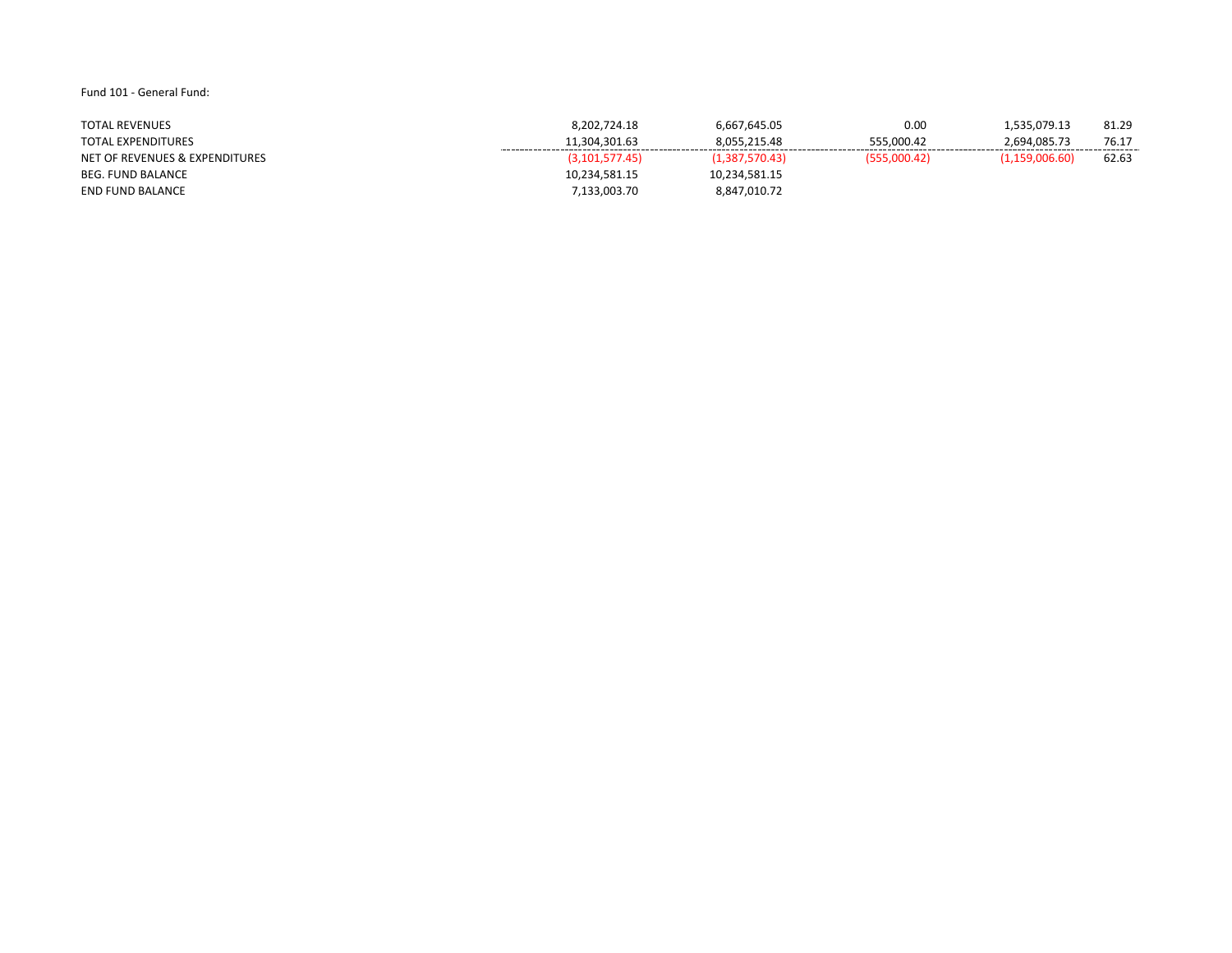Fund 101 - General Fund:

| | | | | | |
|---|---|---|---|---|---|
| TOTAL REVENUES | 8,202,724.18 | 6,667,645.05 | 0.00 | 1,535,079.13 | 81.29 |
| TOTAL EXPENDITURES | 11,304,301.63 | 8,055,215.48 | 555,000.42 | 2,694,085.73 | 76.17 |
| NET OF REVENUES & EXPENDITURES | (3,101,577.45) | (1,387,570.43) | (555,000.42) | (1,159,006.60) | 62.63 |
| BEG. FUND BALANCE | 10,234,581.15 | 10,234,581.15 | | | |
| END FUND BALANCE | 7,133,003.70 | 8,847,010.72 | | | |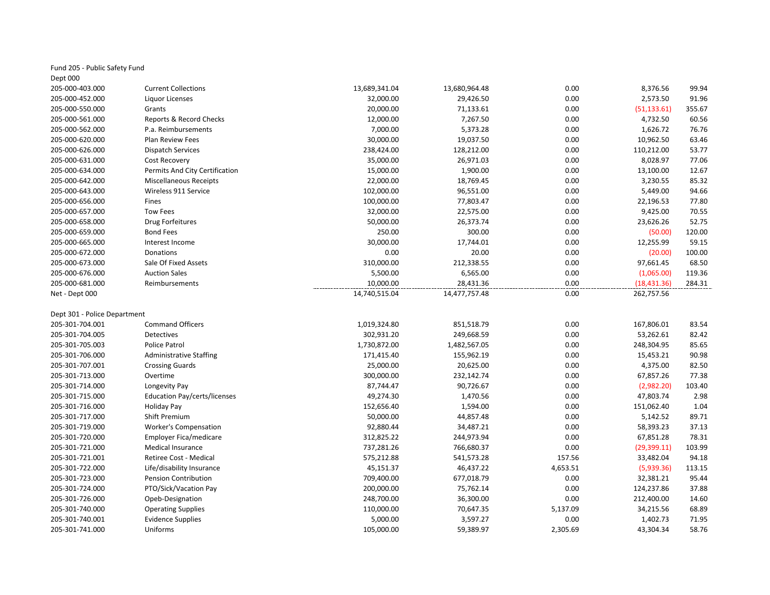Fund 205 - Public Safety Fund

Dept 000

| | | | | | | |
|---|---|---|---|---|---|---|
| 205-000-403.000 | Current Collections | 13,689,341.04 | 13,680,964.48 | 0.00 | 8,376.56 | 99.94 |
| 205-000-452.000 | Liquor Licenses | 32,000.00 | 29,426.50 | 0.00 | 2,573.50 | 91.96 |
| 205-000-550.000 | Grants | 20,000.00 | 71,133.61 | 0.00 | (51,133.61) | 355.67 |
| 205-000-561.000 | Reports & Record Checks | 12,000.00 | 7,267.50 | 0.00 | 4,732.50 | 60.56 |
| 205-000-562.000 | P.a. Reimbursements | 7,000.00 | 5,373.28 | 0.00 | 1,626.72 | 76.76 |
| 205-000-620.000 | Plan Review Fees | 30,000.00 | 19,037.50 | 0.00 | 10,962.50 | 63.46 |
| 205-000-626.000 | Dispatch Services | 238,424.00 | 128,212.00 | 0.00 | 110,212.00 | 53.77 |
| 205-000-631.000 | Cost Recovery | 35,000.00 | 26,971.03 | 0.00 | 8,028.97 | 77.06 |
| 205-000-634.000 | Permits And City Certification | 15,000.00 | 1,900.00 | 0.00 | 13,100.00 | 12.67 |
| 205-000-642.000 | Miscellaneous Receipts | 22,000.00 | 18,769.45 | 0.00 | 3,230.55 | 85.32 |
| 205-000-643.000 | Wireless 911 Service | 102,000.00 | 96,551.00 | 0.00 | 5,449.00 | 94.66 |
| 205-000-656.000 | Fines | 100,000.00 | 77,803.47 | 0.00 | 22,196.53 | 77.80 |
| 205-000-657.000 | Tow Fees | 32,000.00 | 22,575.00 | 0.00 | 9,425.00 | 70.55 |
| 205-000-658.000 | Drug Forfeitures | 50,000.00 | 26,373.74 | 0.00 | 23,626.26 | 52.75 |
| 205-000-659.000 | Bond Fees | 250.00 | 300.00 | 0.00 | (50.00) | 120.00 |
| 205-000-665.000 | Interest Income | 30,000.00 | 17,744.01 | 0.00 | 12,255.99 | 59.15 |
| 205-000-672.000 | Donations | 0.00 | 20.00 | 0.00 | (20.00) | 100.00 |
| 205-000-673.000 | Sale Of Fixed Assets | 310,000.00 | 212,338.55 | 0.00 | 97,661.45 | 68.50 |
| 205-000-676.000 | Auction Sales | 5,500.00 | 6,565.00 | 0.00 | (1,065.00) | 119.36 |
| 205-000-681.000 | Reimbursements | 10,000.00 | 28,431.36 | 0.00 | (18,431.36) | 284.31 |
| Net - Dept 000 | | 14,740,515.04 | 14,477,757.48 | 0.00 | 262,757.56 | |

Dept 301 - Police Department

| | | | | | | |
|---|---|---|---|---|---|---|
| 205-301-704.001 | Command Officers | 1,019,324.80 | 851,518.79 | 0.00 | 167,806.01 | 83.54 |
| 205-301-704.005 | Detectives | 302,931.20 | 249,668.59 | 0.00 | 53,262.61 | 82.42 |
| 205-301-705.003 | Police Patrol | 1,730,872.00 | 1,482,567.05 | 0.00 | 248,304.95 | 85.65 |
| 205-301-706.000 | Administrative Staffing | 171,415.40 | 155,962.19 | 0.00 | 15,453.21 | 90.98 |
| 205-301-707.001 | Crossing Guards | 25,000.00 | 20,625.00 | 0.00 | 4,375.00 | 82.50 |
| 205-301-713.000 | Overtime | 300,000.00 | 232,142.74 | 0.00 | 67,857.26 | 77.38 |
| 205-301-714.000 | Longevity Pay | 87,744.47 | 90,726.67 | 0.00 | (2,982.20) | 103.40 |
| 205-301-715.000 | Education Pay/certs/licenses | 49,274.30 | 1,470.56 | 0.00 | 47,803.74 | 2.98 |
| 205-301-716.000 | Holiday Pay | 152,656.40 | 1,594.00 | 0.00 | 151,062.40 | 1.04 |
| 205-301-717.000 | Shift Premium | 50,000.00 | 44,857.48 | 0.00 | 5,142.52 | 89.71 |
| 205-301-719.000 | Worker's Compensation | 92,880.44 | 34,487.21 | 0.00 | 58,393.23 | 37.13 |
| 205-301-720.000 | Employer Fica/medicare | 312,825.22 | 244,973.94 | 0.00 | 67,851.28 | 78.31 |
| 205-301-721.000 | Medical Insurance | 737,281.26 | 766,680.37 | 0.00 | (29,399.11) | 103.99 |
| 205-301-721.001 | Retiree Cost - Medical | 575,212.88 | 541,573.28 | 157.56 | 33,482.04 | 94.18 |
| 205-301-722.000 | Life/disability Insurance | 45,151.37 | 46,437.22 | 4,653.51 | (5,939.36) | 113.15 |
| 205-301-723.000 | Pension Contribution | 709,400.00 | 677,018.79 | 0.00 | 32,381.21 | 95.44 |
| 205-301-724.000 | PTO/Sick/Vacation Pay | 200,000.00 | 75,762.14 | 0.00 | 124,237.86 | 37.88 |
| 205-301-726.000 | Opeb-Designation | 248,700.00 | 36,300.00 | 0.00 | 212,400.00 | 14.60 |
| 205-301-740.000 | Operating Supplies | 110,000.00 | 70,647.35 | 5,137.09 | 34,215.56 | 68.89 |
| 205-301-740.001 | Evidence Supplies | 5,000.00 | 3,597.27 | 0.00 | 1,402.73 | 71.95 |
| 205-301-741.000 | Uniforms | 105,000.00 | 59,389.97 | 2,305.69 | 43,304.34 | 58.76 |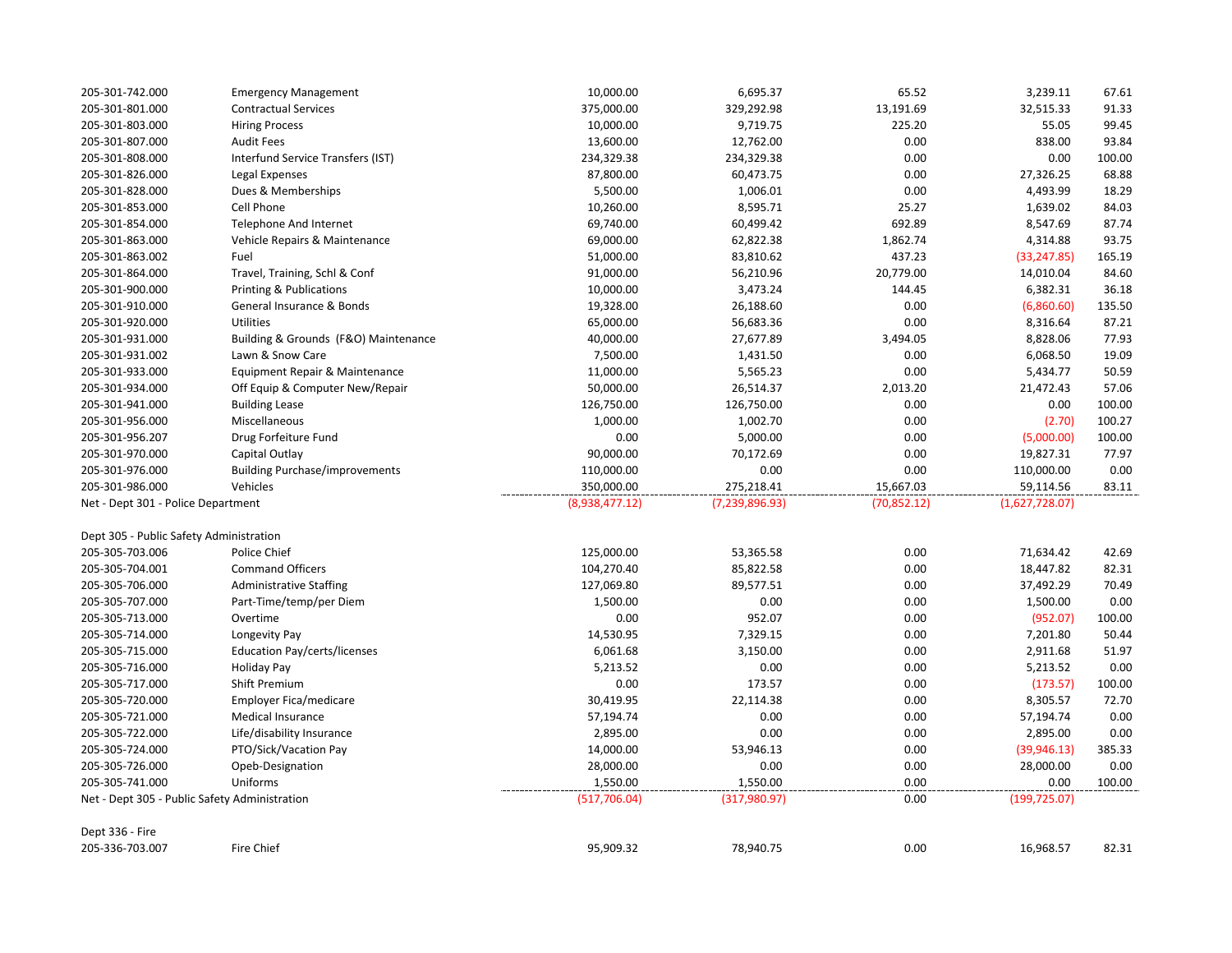| Account | Description | Col 1 | Col 2 | Col 3 | Col 4 | % |
|---|---|---|---|---|---|---|
| 205-301-742.000 | Emergency Management | 10,000.00 | 6,695.37 | 65.52 | 3,239.11 | 67.61 |
| 205-301-801.000 | Contractual Services | 375,000.00 | 329,292.98 | 13,191.69 | 32,515.33 | 91.33 |
| 205-301-803.000 | Hiring Process | 10,000.00 | 9,719.75 | 225.20 | 55.05 | 99.45 |
| 205-301-807.000 | Audit Fees | 13,600.00 | 12,762.00 | 0.00 | 838.00 | 93.84 |
| 205-301-808.000 | Interfund Service Transfers (IST) | 234,329.38 | 234,329.38 | 0.00 | 0.00 | 100.00 |
| 205-301-826.000 | Legal Expenses | 87,800.00 | 60,473.75 | 0.00 | 27,326.25 | 68.88 |
| 205-301-828.000 | Dues & Memberships | 5,500.00 | 1,006.01 | 0.00 | 4,493.99 | 18.29 |
| 205-301-853.000 | Cell Phone | 10,260.00 | 8,595.71 | 25.27 | 1,639.02 | 84.03 |
| 205-301-854.000 | Telephone And Internet | 69,740.00 | 60,499.42 | 692.89 | 8,547.69 | 87.74 |
| 205-301-863.000 | Vehicle Repairs & Maintenance | 69,000.00 | 62,822.38 | 1,862.74 | 4,314.88 | 93.75 |
| 205-301-863.002 | Fuel | 51,000.00 | 83,810.62 | 437.23 | (33,247.85) | 165.19 |
| 205-301-864.000 | Travel, Training, Schl & Conf | 91,000.00 | 56,210.96 | 20,779.00 | 14,010.04 | 84.60 |
| 205-301-900.000 | Printing & Publications | 10,000.00 | 3,473.24 | 144.45 | 6,382.31 | 36.18 |
| 205-301-910.000 | General Insurance & Bonds | 19,328.00 | 26,188.60 | 0.00 | (6,860.60) | 135.50 |
| 205-301-920.000 | Utilities | 65,000.00 | 56,683.36 | 0.00 | 8,316.64 | 87.21 |
| 205-301-931.000 | Building & Grounds (F&O) Maintenance | 40,000.00 | 27,677.89 | 3,494.05 | 8,828.06 | 77.93 |
| 205-301-931.002 | Lawn & Snow Care | 7,500.00 | 1,431.50 | 0.00 | 6,068.50 | 19.09 |
| 205-301-933.000 | Equipment Repair & Maintenance | 11,000.00 | 5,565.23 | 0.00 | 5,434.77 | 50.59 |
| 205-301-934.000 | Off Equip & Computer New/Repair | 50,000.00 | 26,514.37 | 2,013.20 | 21,472.43 | 57.06 |
| 205-301-941.000 | Building Lease | 126,750.00 | 126,750.00 | 0.00 | 0.00 | 100.00 |
| 205-301-956.000 | Miscellaneous | 1,000.00 | 1,002.70 | 0.00 | (2.70) | 100.27 |
| 205-301-956.207 | Drug Forfeiture Fund | 0.00 | 5,000.00 | 0.00 | (5,000.00) | 100.00 |
| 205-301-970.000 | Capital Outlay | 90,000.00 | 70,172.69 | 0.00 | 19,827.31 | 77.97 |
| 205-301-976.000 | Building Purchase/improvements | 110,000.00 | 0.00 | 0.00 | 110,000.00 | 0.00 |
| 205-301-986.000 | Vehicles | 350,000.00 | 275,218.41 | 15,667.03 | 59,114.56 | 83.11 |
| Net - Dept 301 - Police Department | | (8,938,477.12) | (7,239,896.93) | (70,852.12) | (1,627,728.07) | |
| | | | | | | |
| Dept 305 - Public Safety Administration | | | | | | |
| 205-305-703.006 | Police Chief | 125,000.00 | 53,365.58 | 0.00 | 71,634.42 | 42.69 |
| 205-305-704.001 | Command Officers | 104,270.40 | 85,822.58 | 0.00 | 18,447.82 | 82.31 |
| 205-305-706.000 | Administrative Staffing | 127,069.80 | 89,577.51 | 0.00 | 37,492.29 | 70.49 |
| 205-305-707.000 | Part-Time/temp/per Diem | 1,500.00 | 0.00 | 0.00 | 1,500.00 | 0.00 |
| 205-305-713.000 | Overtime | 0.00 | 952.07 | 0.00 | (952.07) | 100.00 |
| 205-305-714.000 | Longevity Pay | 14,530.95 | 7,329.15 | 0.00 | 7,201.80 | 50.44 |
| 205-305-715.000 | Education Pay/certs/licenses | 6,061.68 | 3,150.00 | 0.00 | 2,911.68 | 51.97 |
| 205-305-716.000 | Holiday Pay | 5,213.52 | 0.00 | 0.00 | 5,213.52 | 0.00 |
| 205-305-717.000 | Shift Premium | 0.00 | 173.57 | 0.00 | (173.57) | 100.00 |
| 205-305-720.000 | Employer Fica/medicare | 30,419.95 | 22,114.38 | 0.00 | 8,305.57 | 72.70 |
| 205-305-721.000 | Medical Insurance | 57,194.74 | 0.00 | 0.00 | 57,194.74 | 0.00 |
| 205-305-722.000 | Life/disability Insurance | 2,895.00 | 0.00 | 0.00 | 2,895.00 | 0.00 |
| 205-305-724.000 | PTO/Sick/Vacation Pay | 14,000.00 | 53,946.13 | 0.00 | (39,946.13) | 385.33 |
| 205-305-726.000 | Opeb-Designation | 28,000.00 | 0.00 | 0.00 | 28,000.00 | 0.00 |
| 205-305-741.000 | Uniforms | 1,550.00 | 1,550.00 | 0.00 | 0.00 | 100.00 |
| Net - Dept 305 - Public Safety Administration | | (517,706.04) | (317,980.97) | 0.00 | (199,725.07) | |
| | | | | | | |
| Dept 336 - Fire | | | | | | |
| 205-336-703.007 | Fire Chief | 95,909.32 | 78,940.75 | 0.00 | 16,968.57 | 82.31 |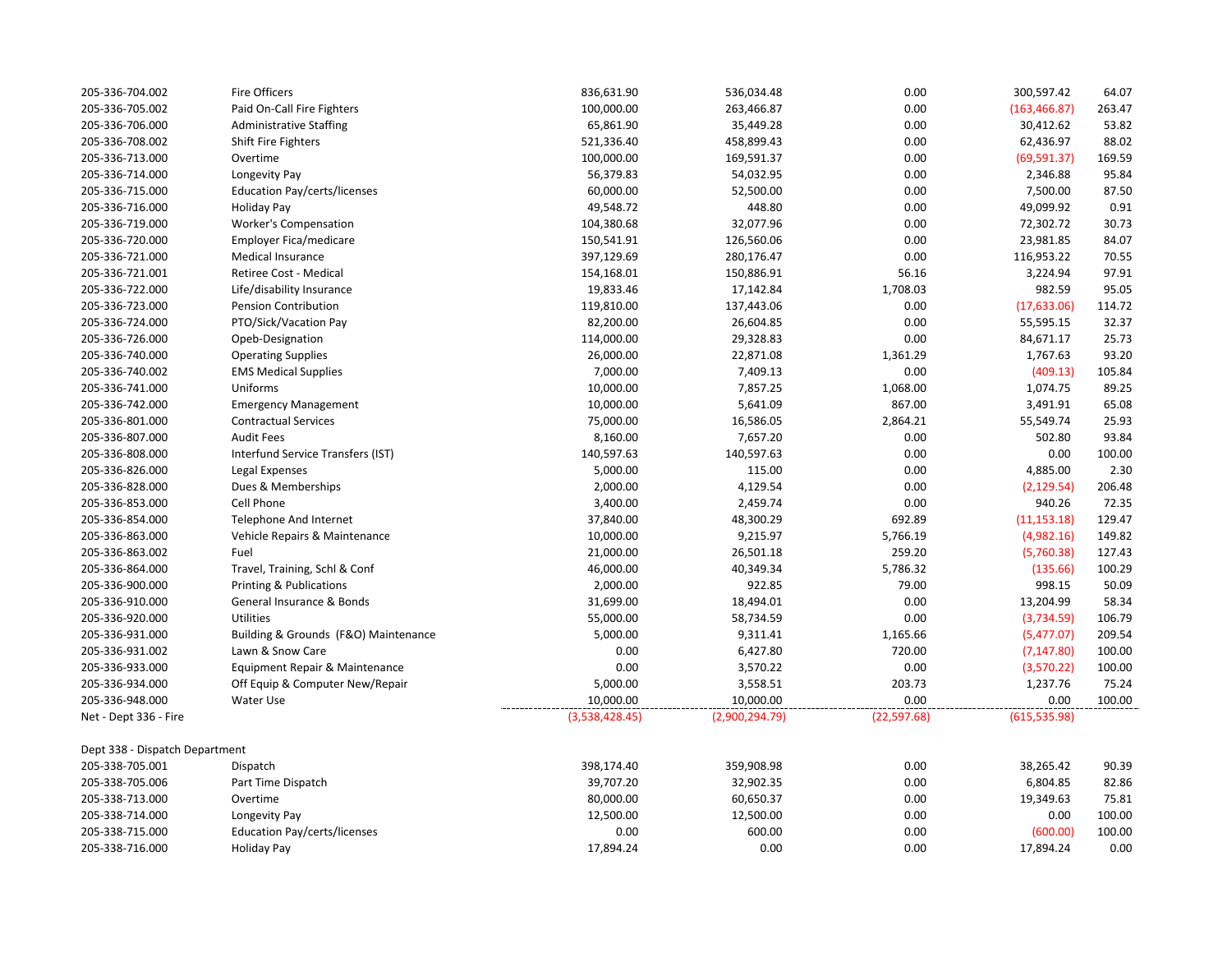| | | | | | | |
|---|---|---|---|---|---|---|
| 205-336-704.002 | Fire Officers | 836,631.90 | 536,034.48 | 0.00 | 300,597.42 | 64.07 |
| 205-336-705.002 | Paid On-Call Fire Fighters | 100,000.00 | 263,466.87 | 0.00 | (163,466.87) | 263.47 |
| 205-336-706.000 | Administrative Staffing | 65,861.90 | 35,449.28 | 0.00 | 30,412.62 | 53.82 |
| 205-336-708.002 | Shift Fire Fighters | 521,336.40 | 458,899.43 | 0.00 | 62,436.97 | 88.02 |
| 205-336-713.000 | Overtime | 100,000.00 | 169,591.37 | 0.00 | (69,591.37) | 169.59 |
| 205-336-714.000 | Longevity Pay | 56,379.83 | 54,032.95 | 0.00 | 2,346.88 | 95.84 |
| 205-336-715.000 | Education Pay/certs/licenses | 60,000.00 | 52,500.00 | 0.00 | 7,500.00 | 87.50 |
| 205-336-716.000 | Holiday Pay | 49,548.72 | 448.80 | 0.00 | 49,099.92 | 0.91 |
| 205-336-719.000 | Worker's Compensation | 104,380.68 | 32,077.96 | 0.00 | 72,302.72 | 30.73 |
| 205-336-720.000 | Employer Fica/medicare | 150,541.91 | 126,560.06 | 0.00 | 23,981.85 | 84.07 |
| 205-336-721.000 | Medical Insurance | 397,129.69 | 280,176.47 | 0.00 | 116,953.22 | 70.55 |
| 205-336-721.001 | Retiree Cost - Medical | 154,168.01 | 150,886.91 | 56.16 | 3,224.94 | 97.91 |
| 205-336-722.000 | Life/disability Insurance | 19,833.46 | 17,142.84 | 1,708.03 | 982.59 | 95.05 |
| 205-336-723.000 | Pension Contribution | 119,810.00 | 137,443.06 | 0.00 | (17,633.06) | 114.72 |
| 205-336-724.000 | PTO/Sick/Vacation Pay | 82,200.00 | 26,604.85 | 0.00 | 55,595.15 | 32.37 |
| 205-336-726.000 | Opeb-Designation | 114,000.00 | 29,328.83 | 0.00 | 84,671.17 | 25.73 |
| 205-336-740.000 | Operating Supplies | 26,000.00 | 22,871.08 | 1,361.29 | 1,767.63 | 93.20 |
| 205-336-740.002 | EMS Medical Supplies | 7,000.00 | 7,409.13 | 0.00 | (409.13) | 105.84 |
| 205-336-741.000 | Uniforms | 10,000.00 | 7,857.25 | 1,068.00 | 1,074.75 | 89.25 |
| 205-336-742.000 | Emergency Management | 10,000.00 | 5,641.09 | 867.00 | 3,491.91 | 65.08 |
| 205-336-801.000 | Contractual Services | 75,000.00 | 16,586.05 | 2,864.21 | 55,549.74 | 25.93 |
| 205-336-807.000 | Audit Fees | 8,160.00 | 7,657.20 | 0.00 | 502.80 | 93.84 |
| 205-336-808.000 | Interfund Service Transfers (IST) | 140,597.63 | 140,597.63 | 0.00 | 0.00 | 100.00 |
| 205-336-826.000 | Legal Expenses | 5,000.00 | 115.00 | 0.00 | 4,885.00 | 2.30 |
| 205-336-828.000 | Dues & Memberships | 2,000.00 | 4,129.54 | 0.00 | (2,129.54) | 206.48 |
| 205-336-853.000 | Cell Phone | 3,400.00 | 2,459.74 | 0.00 | 940.26 | 72.35 |
| 205-336-854.000 | Telephone And Internet | 37,840.00 | 48,300.29 | 692.89 | (11,153.18) | 129.47 |
| 205-336-863.000 | Vehicle Repairs & Maintenance | 10,000.00 | 9,215.97 | 5,766.19 | (4,982.16) | 149.82 |
| 205-336-863.002 | Fuel | 21,000.00 | 26,501.18 | 259.20 | (5,760.38) | 127.43 |
| 205-336-864.000 | Travel, Training, Schl & Conf | 46,000.00 | 40,349.34 | 5,786.32 | (135.66) | 100.29 |
| 205-336-900.000 | Printing & Publications | 2,000.00 | 922.85 | 79.00 | 998.15 | 50.09 |
| 205-336-910.000 | General Insurance & Bonds | 31,699.00 | 18,494.01 | 0.00 | 13,204.99 | 58.34 |
| 205-336-920.000 | Utilities | 55,000.00 | 58,734.59 | 0.00 | (3,734.59) | 106.79 |
| 205-336-931.000 | Building & Grounds (F&O) Maintenance | 5,000.00 | 9,311.41 | 1,165.66 | (5,477.07) | 209.54 |
| 205-336-931.002 | Lawn & Snow Care | 0.00 | 6,427.80 | 720.00 | (7,147.80) | 100.00 |
| 205-336-933.000 | Equipment Repair & Maintenance | 0.00 | 3,570.22 | 0.00 | (3,570.22) | 100.00 |
| 205-336-934.000 | Off Equip & Computer New/Repair | 5,000.00 | 3,558.51 | 203.73 | 1,237.76 | 75.24 |
| 205-336-948.000 | Water Use | 10,000.00 | 10,000.00 | 0.00 | 0.00 | 100.00 |
| Net - Dept 336 - Fire | | (3,538,428.45) | (2,900,294.79) | (22,597.68) | (615,535.98) | |
| | | | | | | |
| Dept 338 - Dispatch Department | | | | | | |
| 205-338-705.001 | Dispatch | 398,174.40 | 359,908.98 | 0.00 | 38,265.42 | 90.39 |
| 205-338-705.006 | Part Time Dispatch | 39,707.20 | 32,902.35 | 0.00 | 6,804.85 | 82.86 |
| 205-338-713.000 | Overtime | 80,000.00 | 60,650.37 | 0.00 | 19,349.63 | 75.81 |
| 205-338-714.000 | Longevity Pay | 12,500.00 | 12,500.00 | 0.00 | 0.00 | 100.00 |
| 205-338-715.000 | Education Pay/certs/licenses | 0.00 | 600.00 | 0.00 | (600.00) | 100.00 |
| 205-338-716.000 | Holiday Pay | 17,894.24 | 0.00 | 0.00 | 17,894.24 | 0.00 |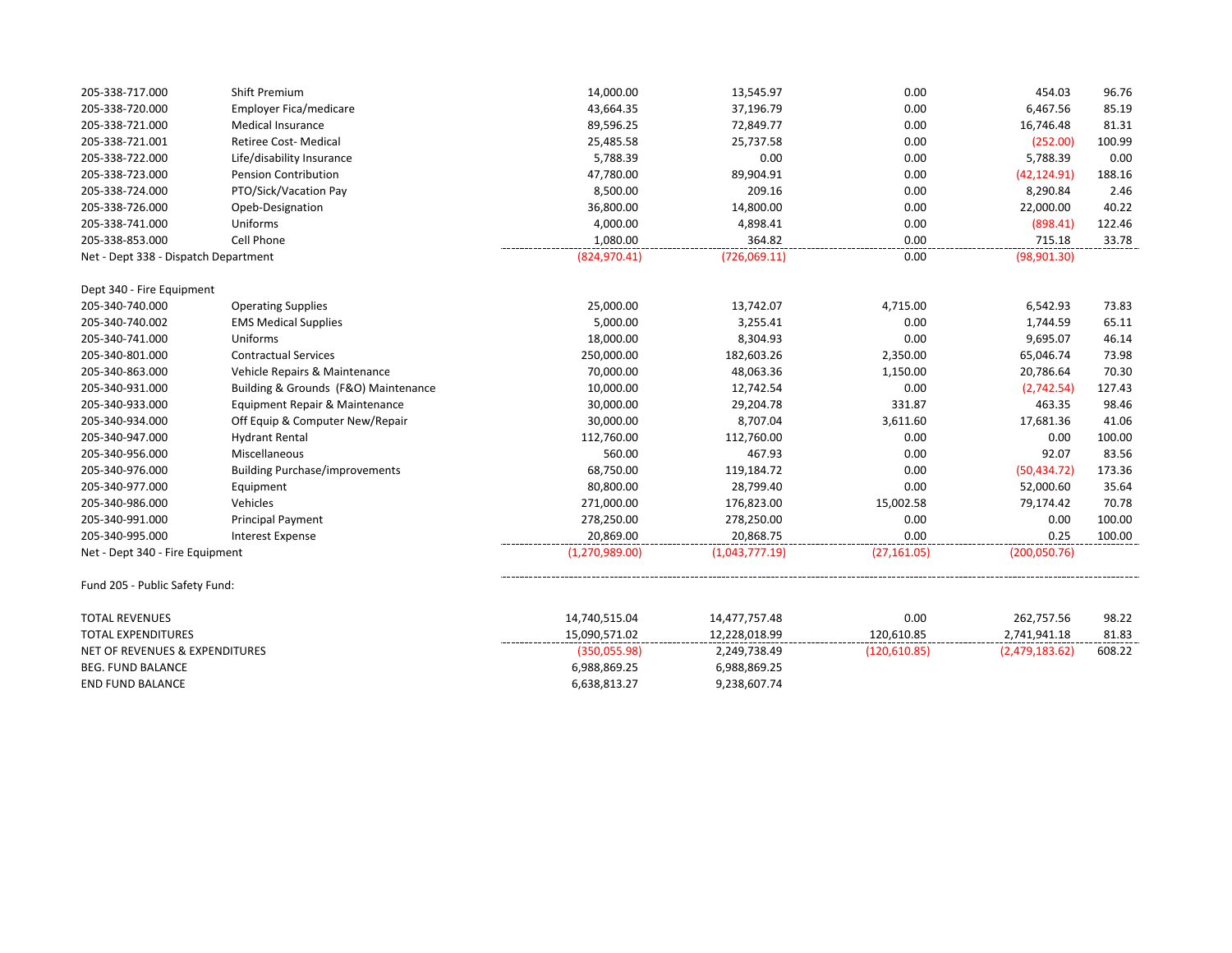| Account | Description | Col 1 | Col 2 | Col 3 | Col 4 | % |
|---|---|---|---|---|---|---|
| 205-338-717.000 | Shift Premium | 14,000.00 | 13,545.97 | 0.00 | 454.03 | 96.76 |
| 205-338-720.000 | Employer Fica/medicare | 43,664.35 | 37,196.79 | 0.00 | 6,467.56 | 85.19 |
| 205-338-721.000 | Medical Insurance | 89,596.25 | 72,849.77 | 0.00 | 16,746.48 | 81.31 |
| 205-338-721.001 | Retiree Cost- Medical | 25,485.58 | 25,737.58 | 0.00 | (252.00) | 100.99 |
| 205-338-722.000 | Life/disability Insurance | 5,788.39 | 0.00 | 0.00 | 5,788.39 | 0.00 |
| 205-338-723.000 | Pension Contribution | 47,780.00 | 89,904.91 | 0.00 | (42,124.91) | 188.16 |
| 205-338-724.000 | PTO/Sick/Vacation Pay | 8,500.00 | 209.16 | 0.00 | 8,290.84 | 2.46 |
| 205-338-726.000 | Opeb-Designation | 36,800.00 | 14,800.00 | 0.00 | 22,000.00 | 40.22 |
| 205-338-741.000 | Uniforms | 4,000.00 | 4,898.41 | 0.00 | (898.41) | 122.46 |
| 205-338-853.000 | Cell Phone | 1,080.00 | 364.82 | 0.00 | 715.18 | 33.78 |
| Net - Dept 338 - Dispatch Department | | (824,970.41) | (726,069.11) | 0.00 | (98,901.30) | |
| | | | | | | |
| Dept 340 - Fire Equipment | | | | | | |
| 205-340-740.000 | Operating Supplies | 25,000.00 | 13,742.07 | 4,715.00 | 6,542.93 | 73.83 |
| 205-340-740.002 | EMS Medical Supplies | 5,000.00 | 3,255.41 | 0.00 | 1,744.59 | 65.11 |
| 205-340-741.000 | Uniforms | 18,000.00 | 8,304.93 | 0.00 | 9,695.07 | 46.14 |
| 205-340-801.000 | Contractual Services | 250,000.00 | 182,603.26 | 2,350.00 | 65,046.74 | 73.98 |
| 205-340-863.000 | Vehicle Repairs & Maintenance | 70,000.00 | 48,063.36 | 1,150.00 | 20,786.64 | 70.30 |
| 205-340-931.000 | Building & Grounds (F&O) Maintenance | 10,000.00 | 12,742.54 | 0.00 | (2,742.54) | 127.43 |
| 205-340-933.000 | Equipment Repair & Maintenance | 30,000.00 | 29,204.78 | 331.87 | 463.35 | 98.46 |
| 205-340-934.000 | Off Equip & Computer New/Repair | 30,000.00 | 8,707.04 | 3,611.60 | 17,681.36 | 41.06 |
| 205-340-947.000 | Hydrant Rental | 112,760.00 | 112,760.00 | 0.00 | 0.00 | 100.00 |
| 205-340-956.000 | Miscellaneous | 560.00 | 467.93 | 0.00 | 92.07 | 83.56 |
| 205-340-976.000 | Building Purchase/improvements | 68,750.00 | 119,184.72 | 0.00 | (50,434.72) | 173.36 |
| 205-340-977.000 | Equipment | 80,800.00 | 28,799.40 | 0.00 | 52,000.60 | 35.64 |
| 205-340-986.000 | Vehicles | 271,000.00 | 176,823.00 | 15,002.58 | 79,174.42 | 70.78 |
| 205-340-991.000 | Principal Payment | 278,250.00 | 278,250.00 | 0.00 | 0.00 | 100.00 |
| 205-340-995.000 | Interest Expense | 20,869.00 | 20,868.75 | 0.00 | 0.25 | 100.00 |
| Net - Dept 340 - Fire Equipment | | (1,270,989.00) | (1,043,777.19) | (27,161.05) | (200,050.76) | |
| | | | | | | |
| Fund 205 - Public Safety Fund: | | | | | | |
| | | | | | | |
| TOTAL REVENUES | | 14,740,515.04 | 14,477,757.48 | 0.00 | 262,757.56 | 98.22 |
| TOTAL EXPENDITURES | | 15,090,571.02 | 12,228,018.99 | 120,610.85 | 2,741,941.18 | 81.83 |
| NET OF REVENUES & EXPENDITURES | | (350,055.98) | 2,249,738.49 | (120,610.85) | (2,479,183.62) | 608.22 |
| BEG. FUND BALANCE | | 6,988,869.25 | 6,988,869.25 | | | |
| END FUND BALANCE | | 6,638,813.27 | 9,238,607.74 | | | |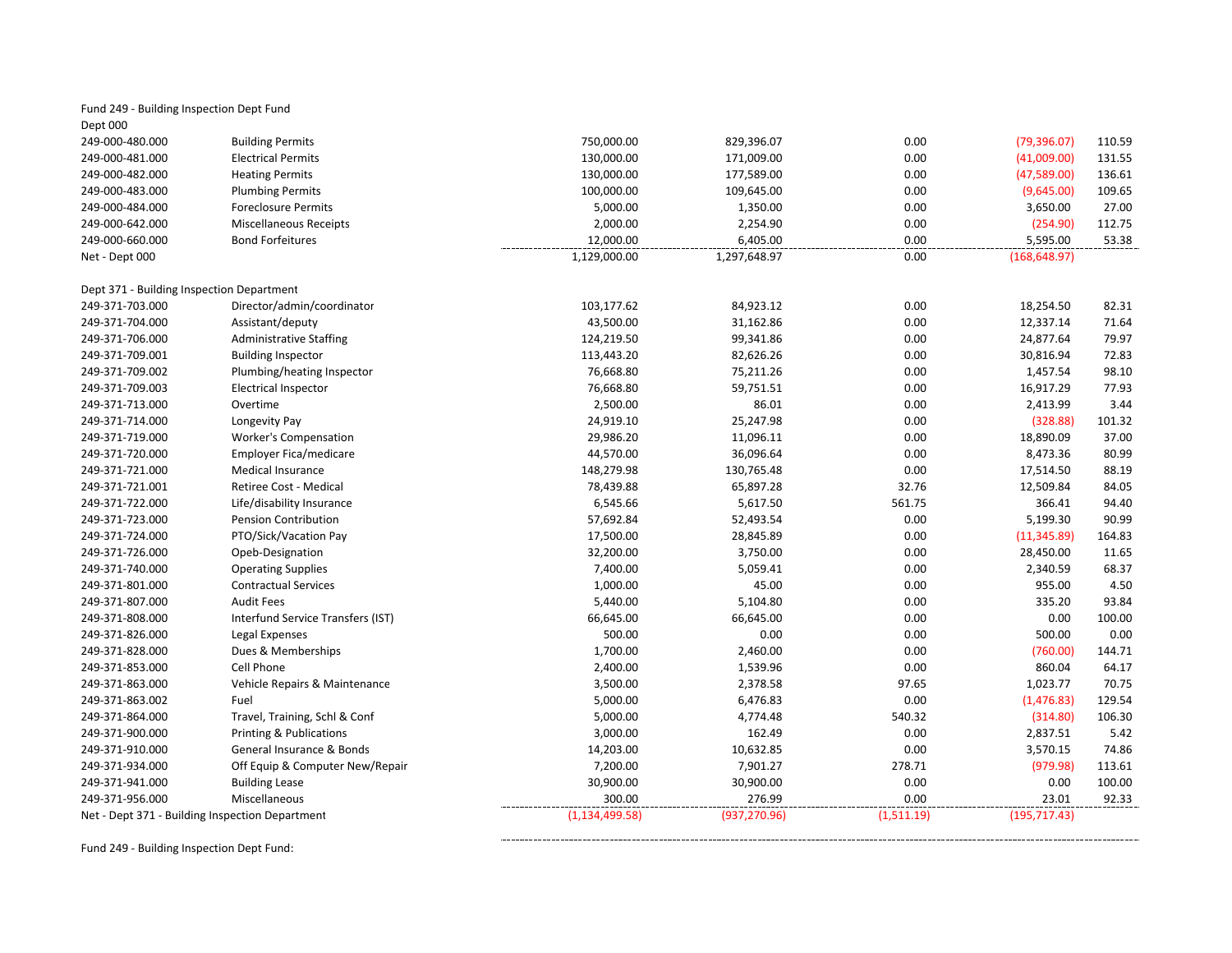Fund 249 - Building Inspection Dept Fund

| | | | | | | |
|---|---|---|---|---|---|---|
| Dept 000 | | | | | | |
| 249-000-480.000 | Building Permits | 750,000.00 | 829,396.07 | 0.00 | (79,396.07) | 110.59 |
| 249-000-481.000 | Electrical Permits | 130,000.00 | 171,009.00 | 0.00 | (41,009.00) | 131.55 |
| 249-000-482.000 | Heating Permits | 130,000.00 | 177,589.00 | 0.00 | (47,589.00) | 136.61 |
| 249-000-483.000 | Plumbing Permits | 100,000.00 | 109,645.00 | 0.00 | (9,645.00) | 109.65 |
| 249-000-484.000 | Foreclosure Permits | 5,000.00 | 1,350.00 | 0.00 | 3,650.00 | 27.00 |
| 249-000-642.000 | Miscellaneous Receipts | 2,000.00 | 2,254.90 | 0.00 | (254.90) | 112.75 |
| 249-000-660.000 | Bond Forfeitures | 12,000.00 | 6,405.00 | 0.00 | 5,595.00 | 53.38 |
| Net - Dept 000 | | 1,129,000.00 | 1,297,648.97 | 0.00 | (168,648.97) | |
| | | | | | | |
| Dept 371 - Building Inspection Department | | | | | | |
| 249-371-703.000 | Director/admin/coordinator | 103,177.62 | 84,923.12 | 0.00 | 18,254.50 | 82.31 |
| 249-371-704.000 | Assistant/deputy | 43,500.00 | 31,162.86 | 0.00 | 12,337.14 | 71.64 |
| 249-371-706.000 | Administrative Staffing | 124,219.50 | 99,341.86 | 0.00 | 24,877.64 | 79.97 |
| 249-371-709.001 | Building Inspector | 113,443.20 | 82,626.26 | 0.00 | 30,816.94 | 72.83 |
| 249-371-709.002 | Plumbing/heating Inspector | 76,668.80 | 75,211.26 | 0.00 | 1,457.54 | 98.10 |
| 249-371-709.003 | Electrical Inspector | 76,668.80 | 59,751.51 | 0.00 | 16,917.29 | 77.93 |
| 249-371-713.000 | Overtime | 2,500.00 | 86.01 | 0.00 | 2,413.99 | 3.44 |
| 249-371-714.000 | Longevity Pay | 24,919.10 | 25,247.98 | 0.00 | (328.88) | 101.32 |
| 249-371-719.000 | Worker's Compensation | 29,986.20 | 11,096.11 | 0.00 | 18,890.09 | 37.00 |
| 249-371-720.000 | Employer Fica/medicare | 44,570.00 | 36,096.64 | 0.00 | 8,473.36 | 80.99 |
| 249-371-721.000 | Medical Insurance | 148,279.98 | 130,765.48 | 0.00 | 17,514.50 | 88.19 |
| 249-371-721.001 | Retiree Cost - Medical | 78,439.88 | 65,897.28 | 32.76 | 12,509.84 | 84.05 |
| 249-371-722.000 | Life/disability Insurance | 6,545.66 | 5,617.50 | 561.75 | 366.41 | 94.40 |
| 249-371-723.000 | Pension Contribution | 57,692.84 | 52,493.54 | 0.00 | 5,199.30 | 90.99 |
| 249-371-724.000 | PTO/Sick/Vacation Pay | 17,500.00 | 28,845.89 | 0.00 | (11,345.89) | 164.83 |
| 249-371-726.000 | Opeb-Designation | 32,200.00 | 3,750.00 | 0.00 | 28,450.00 | 11.65 |
| 249-371-740.000 | Operating Supplies | 7,400.00 | 5,059.41 | 0.00 | 2,340.59 | 68.37 |
| 249-371-801.000 | Contractual Services | 1,000.00 | 45.00 | 0.00 | 955.00 | 4.50 |
| 249-371-807.000 | Audit Fees | 5,440.00 | 5,104.80 | 0.00 | 335.20 | 93.84 |
| 249-371-808.000 | Interfund Service Transfers (IST) | 66,645.00 | 66,645.00 | 0.00 | 0.00 | 100.00 |
| 249-371-826.000 | Legal Expenses | 500.00 | 0.00 | 0.00 | 500.00 | 0.00 |
| 249-371-828.000 | Dues & Memberships | 1,700.00 | 2,460.00 | 0.00 | (760.00) | 144.71 |
| 249-371-853.000 | Cell Phone | 2,400.00 | 1,539.96 | 0.00 | 860.04 | 64.17 |
| 249-371-863.000 | Vehicle Repairs & Maintenance | 3,500.00 | 2,378.58 | 97.65 | 1,023.77 | 70.75 |
| 249-371-863.002 | Fuel | 5,000.00 | 6,476.83 | 0.00 | (1,476.83) | 129.54 |
| 249-371-864.000 | Travel, Training, Schl & Conf | 5,000.00 | 4,774.48 | 540.32 | (314.80) | 106.30 |
| 249-371-900.000 | Printing & Publications | 3,000.00 | 162.49 | 0.00 | 2,837.51 | 5.42 |
| 249-371-910.000 | General Insurance & Bonds | 14,203.00 | 10,632.85 | 0.00 | 3,570.15 | 74.86 |
| 249-371-934.000 | Off Equip & Computer New/Repair | 7,200.00 | 7,901.27 | 278.71 | (979.98) | 113.61 |
| 249-371-941.000 | Building Lease | 30,900.00 | 30,900.00 | 0.00 | 0.00 | 100.00 |
| 249-371-956.000 | Miscellaneous | 300.00 | 276.99 | 0.00 | 23.01 | 92.33 |
| Net - Dept 371 - Building Inspection Department | | (1,134,499.58) | (937,270.96) | (1,511.19) | (195,717.43) | |

Fund 249 - Building Inspection Dept Fund: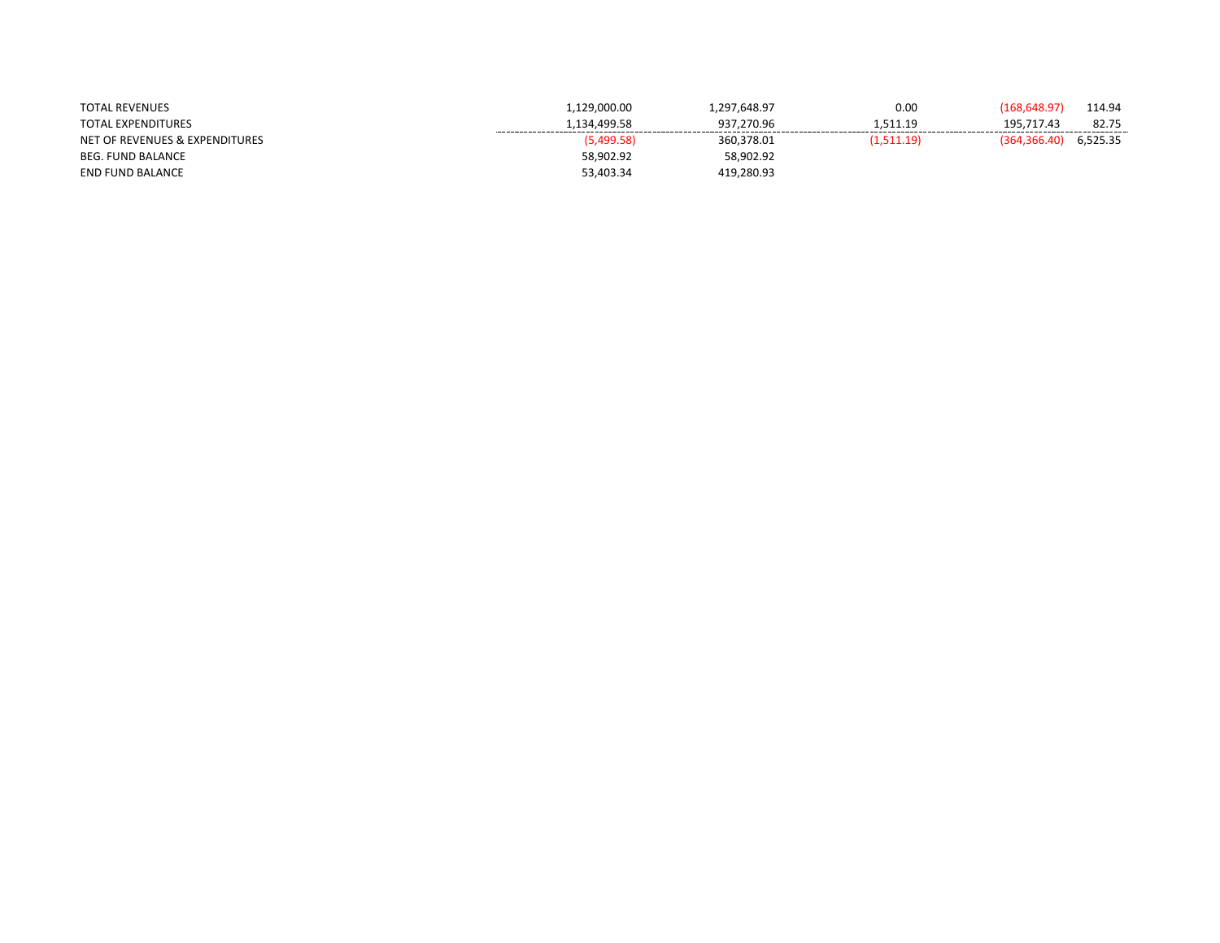| | | | | | |
|---|---|---|---|---|---|
| TOTAL REVENUES | 1,129,000.00 | 1,297,648.97 | 0.00 | (168,648.97) | 114.94 |
| TOTAL EXPENDITURES | 1,134,499.58 | 937,270.96 | 1,511.19 | 195,717.43 | 82.75 |
| NET OF REVENUES & EXPENDITURES | (5,499.58) | 360,378.01 | (1,511.19) | (364,366.40) | 6,525.35 |
| BEG. FUND BALANCE | 58,902.92 | 58,902.92 | | | |
| END FUND BALANCE | 53,403.34 | 419,280.93 | | | |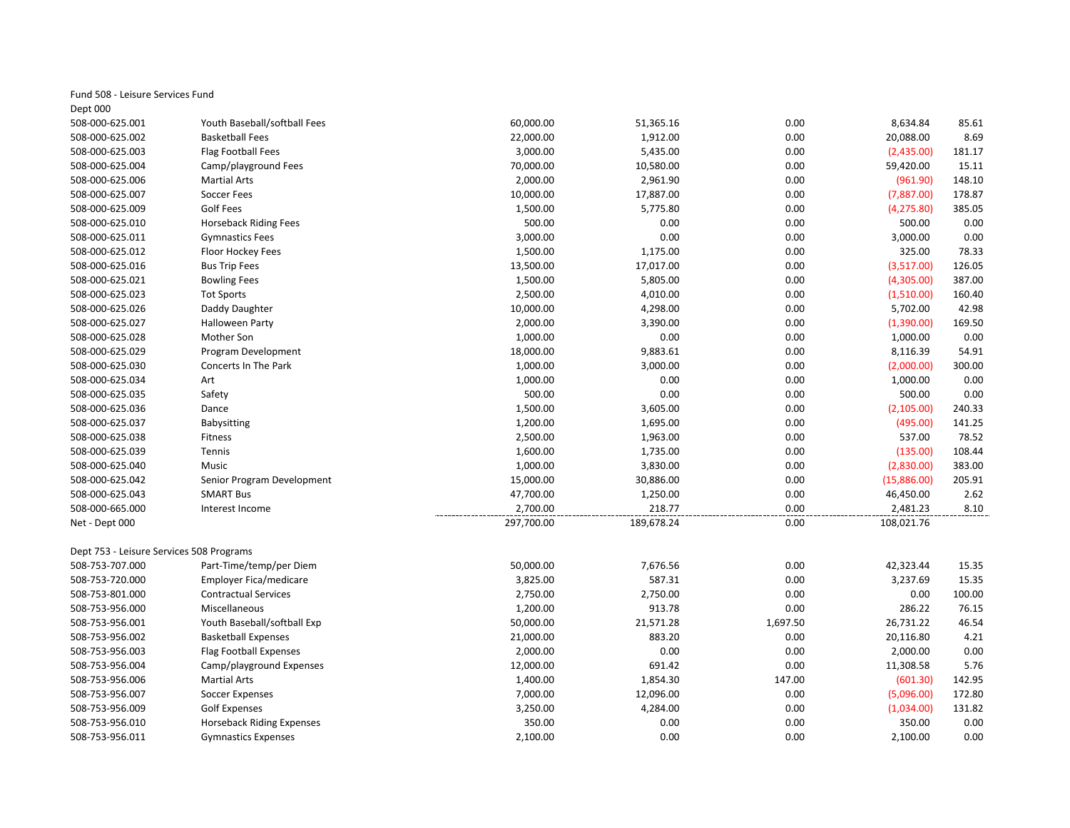Fund 508 - Leisure Services Fund

Dept 000

| Account | Description | | | | | |
|---|---|---|---|---|---|---|
| 508-000-625.001 | Youth Baseball/softball Fees | 60,000.00 | 51,365.16 | 0.00 | 8,634.84 | 85.61 |
| 508-000-625.002 | Basketball Fees | 22,000.00 | 1,912.00 | 0.00 | 20,088.00 | 8.69 |
| 508-000-625.003 | Flag Football Fees | 3,000.00 | 5,435.00 | 0.00 | (2,435.00) | 181.17 |
| 508-000-625.004 | Camp/playground Fees | 70,000.00 | 10,580.00 | 0.00 | 59,420.00 | 15.11 |
| 508-000-625.006 | Martial Arts | 2,000.00 | 2,961.90 | 0.00 | (961.90) | 148.10 |
| 508-000-625.007 | Soccer Fees | 10,000.00 | 17,887.00 | 0.00 | (7,887.00) | 178.87 |
| 508-000-625.009 | Golf Fees | 1,500.00 | 5,775.80 | 0.00 | (4,275.80) | 385.05 |
| 508-000-625.010 | Horseback Riding Fees | 500.00 | 0.00 | 0.00 | 500.00 | 0.00 |
| 508-000-625.011 | Gymnastics Fees | 3,000.00 | 0.00 | 0.00 | 3,000.00 | 0.00 |
| 508-000-625.012 | Floor Hockey Fees | 1,500.00 | 1,175.00 | 0.00 | 325.00 | 78.33 |
| 508-000-625.016 | Bus Trip Fees | 13,500.00 | 17,017.00 | 0.00 | (3,517.00) | 126.05 |
| 508-000-625.021 | Bowling Fees | 1,500.00 | 5,805.00 | 0.00 | (4,305.00) | 387.00 |
| 508-000-625.023 | Tot Sports | 2,500.00 | 4,010.00 | 0.00 | (1,510.00) | 160.40 |
| 508-000-625.026 | Daddy Daughter | 10,000.00 | 4,298.00 | 0.00 | 5,702.00 | 42.98 |
| 508-000-625.027 | Halloween Party | 2,000.00 | 3,390.00 | 0.00 | (1,390.00) | 169.50 |
| 508-000-625.028 | Mother Son | 1,000.00 | 0.00 | 0.00 | 1,000.00 | 0.00 |
| 508-000-625.029 | Program Development | 18,000.00 | 9,883.61 | 0.00 | 8,116.39 | 54.91 |
| 508-000-625.030 | Concerts In The Park | 1,000.00 | 3,000.00 | 0.00 | (2,000.00) | 300.00 |
| 508-000-625.034 | Art | 1,000.00 | 0.00 | 0.00 | 1,000.00 | 0.00 |
| 508-000-625.035 | Safety | 500.00 | 0.00 | 0.00 | 500.00 | 0.00 |
| 508-000-625.036 | Dance | 1,500.00 | 3,605.00 | 0.00 | (2,105.00) | 240.33 |
| 508-000-625.037 | Babysitting | 1,200.00 | 1,695.00 | 0.00 | (495.00) | 141.25 |
| 508-000-625.038 | Fitness | 2,500.00 | 1,963.00 | 0.00 | 537.00 | 78.52 |
| 508-000-625.039 | Tennis | 1,600.00 | 1,735.00 | 0.00 | (135.00) | 108.44 |
| 508-000-625.040 | Music | 1,000.00 | 3,830.00 | 0.00 | (2,830.00) | 383.00 |
| 508-000-625.042 | Senior Program Development | 15,000.00 | 30,886.00 | 0.00 | (15,886.00) | 205.91 |
| 508-000-625.043 | SMART Bus | 47,700.00 | 1,250.00 | 0.00 | 46,450.00 | 2.62 |
| 508-000-665.000 | Interest Income | 2,700.00 | 218.77 | 0.00 | 2,481.23 | 8.10 |
| Net - Dept 000 | | 297,700.00 | 189,678.24 | 0.00 | 108,021.76 | |

Dept 753 - Leisure Services 508 Programs

| Account | Description | | | | | |
|---|---|---|---|---|---|---|
| 508-753-707.000 | Part-Time/temp/per Diem | 50,000.00 | 7,676.56 | 0.00 | 42,323.44 | 15.35 |
| 508-753-720.000 | Employer Fica/medicare | 3,825.00 | 587.31 | 0.00 | 3,237.69 | 15.35 |
| 508-753-801.000 | Contractual Services | 2,750.00 | 2,750.00 | 0.00 | 0.00 | 100.00 |
| 508-753-956.000 | Miscellaneous | 1,200.00 | 913.78 | 0.00 | 286.22 | 76.15 |
| 508-753-956.001 | Youth Baseball/softball Exp | 50,000.00 | 21,571.28 | 1,697.50 | 26,731.22 | 46.54 |
| 508-753-956.002 | Basketball Expenses | 21,000.00 | 883.20 | 0.00 | 20,116.80 | 4.21 |
| 508-753-956.003 | Flag Football Expenses | 2,000.00 | 0.00 | 0.00 | 2,000.00 | 0.00 |
| 508-753-956.004 | Camp/playground Expenses | 12,000.00 | 691.42 | 0.00 | 11,308.58 | 5.76 |
| 508-753-956.006 | Martial Arts | 1,400.00 | 1,854.30 | 147.00 | (601.30) | 142.95 |
| 508-753-956.007 | Soccer Expenses | 7,000.00 | 12,096.00 | 0.00 | (5,096.00) | 172.80 |
| 508-753-956.009 | Golf Expenses | 3,250.00 | 4,284.00 | 0.00 | (1,034.00) | 131.82 |
| 508-753-956.010 | Horseback Riding Expenses | 350.00 | 0.00 | 0.00 | 350.00 | 0.00 |
| 508-753-956.011 | Gymnastics Expenses | 2,100.00 | 0.00 | 0.00 | 2,100.00 | 0.00 |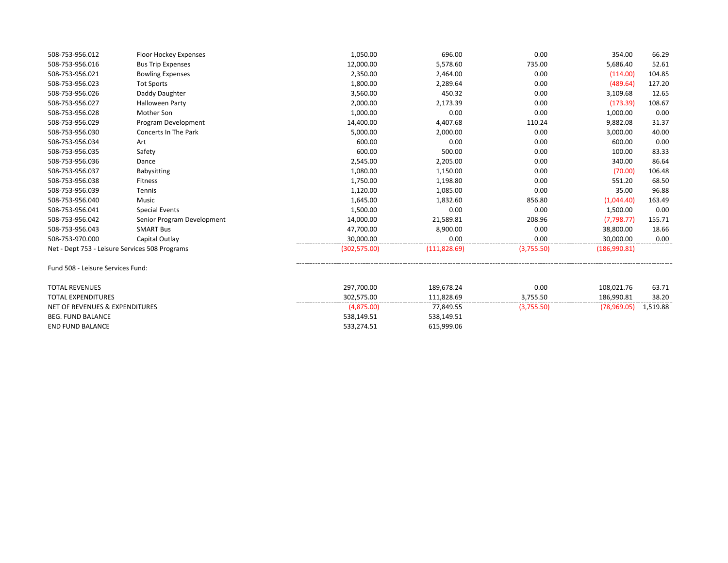| | | | | | | |
|---|---|---|---|---|---|---|
| 508-753-956.012 | Floor Hockey Expenses | 1,050.00 | 696.00 | 0.00 | 354.00 | 66.29 |
| 508-753-956.016 | Bus Trip Expenses | 12,000.00 | 5,578.60 | 735.00 | 5,686.40 | 52.61 |
| 508-753-956.021 | Bowling Expenses | 2,350.00 | 2,464.00 | 0.00 | (114.00) | 104.85 |
| 508-753-956.023 | Tot Sports | 1,800.00 | 2,289.64 | 0.00 | (489.64) | 127.20 |
| 508-753-956.026 | Daddy Daughter | 3,560.00 | 450.32 | 0.00 | 3,109.68 | 12.65 |
| 508-753-956.027 | Halloween Party | 2,000.00 | 2,173.39 | 0.00 | (173.39) | 108.67 |
| 508-753-956.028 | Mother Son | 1,000.00 | 0.00 | 0.00 | 1,000.00 | 0.00 |
| 508-753-956.029 | Program Development | 14,400.00 | 4,407.68 | 110.24 | 9,882.08 | 31.37 |
| 508-753-956.030 | Concerts In The Park | 5,000.00 | 2,000.00 | 0.00 | 3,000.00 | 40.00 |
| 508-753-956.034 | Art | 600.00 | 0.00 | 0.00 | 600.00 | 0.00 |
| 508-753-956.035 | Safety | 600.00 | 500.00 | 0.00 | 100.00 | 83.33 |
| 508-753-956.036 | Dance | 2,545.00 | 2,205.00 | 0.00 | 340.00 | 86.64 |
| 508-753-956.037 | Babysitting | 1,080.00 | 1,150.00 | 0.00 | (70.00) | 106.48 |
| 508-753-956.038 | Fitness | 1,750.00 | 1,198.80 | 0.00 | 551.20 | 68.50 |
| 508-753-956.039 | Tennis | 1,120.00 | 1,085.00 | 0.00 | 35.00 | 96.88 |
| 508-753-956.040 | Music | 1,645.00 | 1,832.60 | 856.80 | (1,044.40) | 163.49 |
| 508-753-956.041 | Special Events | 1,500.00 | 0.00 | 0.00 | 1,500.00 | 0.00 |
| 508-753-956.042 | Senior Program Development | 14,000.00 | 21,589.81 | 208.96 | (7,798.77) | 155.71 |
| 508-753-956.043 | SMART Bus | 47,700.00 | 8,900.00 | 0.00 | 38,800.00 | 18.66 |
| 508-753-970.000 | Capital Outlay | 30,000.00 | 0.00 | 0.00 | 30,000.00 | 0.00 |
| Net - Dept 753 - Leisure Services 508 Programs | | (302,575.00) | (111,828.69) | (3,755.50) | (186,990.81) | |

Fund 508 - Leisure Services Fund:

| | | | | | |
|---|---|---|---|---|---|
| TOTAL REVENUES | 297,700.00 | 189,678.24 | 0.00 | 108,021.76 | 63.71 |
| TOTAL EXPENDITURES | 302,575.00 | 111,828.69 | 3,755.50 | 186,990.81 | 38.20 |
| NET OF REVENUES & EXPENDITURES | (4,875.00) | 77,849.55 | (3,755.50) | (78,969.05) | 1,519.88 |
| BEG. FUND BALANCE | 538,149.51 | 538,149.51 | | | |
| END FUND BALANCE | 533,274.51 | 615,999.06 | | | |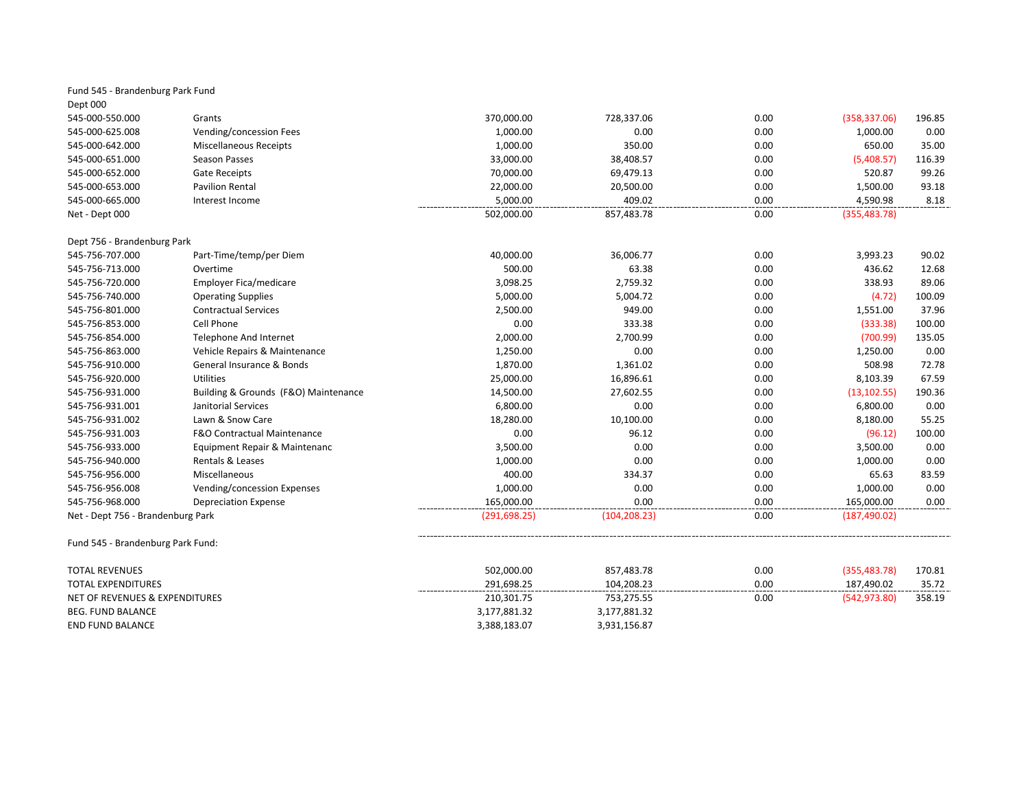Fund 545 - Brandenburg Park Fund

| Account | Description | | | | | |
|---|---|---|---|---|---|---|
| Dept 000 | | | | | | |
| 545-000-550.000 | Grants | 370,000.00 | 728,337.06 | 0.00 | (358,337.06) | 196.85 |
| 545-000-625.008 | Vending/concession Fees | 1,000.00 | 0.00 | 0.00 | 1,000.00 | 0.00 |
| 545-000-642.000 | Miscellaneous Receipts | 1,000.00 | 350.00 | 0.00 | 650.00 | 35.00 |
| 545-000-651.000 | Season Passes | 33,000.00 | 38,408.57 | 0.00 | (5,408.57) | 116.39 |
| 545-000-652.000 | Gate Receipts | 70,000.00 | 69,479.13 | 0.00 | 520.87 | 99.26 |
| 545-000-653.000 | Pavilion Rental | 22,000.00 | 20,500.00 | 0.00 | 1,500.00 | 93.18 |
| 545-000-665.000 | Interest Income | 5,000.00 | 409.02 | 0.00 | 4,590.98 | 8.18 |
| Net - Dept 000 | | 502,000.00 | 857,483.78 | 0.00 | (355,483.78) | |
| Dept 756 - Brandenburg Park | | | | | | |
| 545-756-707.000 | Part-Time/temp/per Diem | 40,000.00 | 36,006.77 | 0.00 | 3,993.23 | 90.02 |
| 545-756-713.000 | Overtime | 500.00 | 63.38 | 0.00 | 436.62 | 12.68 |
| 545-756-720.000 | Employer Fica/medicare | 3,098.25 | 2,759.32 | 0.00 | 338.93 | 89.06 |
| 545-756-740.000 | Operating Supplies | 5,000.00 | 5,004.72 | 0.00 | (4.72) | 100.09 |
| 545-756-801.000 | Contractual Services | 2,500.00 | 949.00 | 0.00 | 1,551.00 | 37.96 |
| 545-756-853.000 | Cell Phone | 0.00 | 333.38 | 0.00 | (333.38) | 100.00 |
| 545-756-854.000 | Telephone And Internet | 2,000.00 | 2,700.99 | 0.00 | (700.99) | 135.05 |
| 545-756-863.000 | Vehicle Repairs & Maintenance | 1,250.00 | 0.00 | 0.00 | 1,250.00 | 0.00 |
| 545-756-910.000 | General Insurance & Bonds | 1,870.00 | 1,361.02 | 0.00 | 508.98 | 72.78 |
| 545-756-920.000 | Utilities | 25,000.00 | 16,896.61 | 0.00 | 8,103.39 | 67.59 |
| 545-756-931.000 | Building & Grounds (F&O) Maintenance | 14,500.00 | 27,602.55 | 0.00 | (13,102.55) | 190.36 |
| 545-756-931.001 | Janitorial Services | 6,800.00 | 0.00 | 0.00 | 6,800.00 | 0.00 |
| 545-756-931.002 | Lawn & Snow Care | 18,280.00 | 10,100.00 | 0.00 | 8,180.00 | 55.25 |
| 545-756-931.003 | F&O Contractual Maintenance | 0.00 | 96.12 | 0.00 | (96.12) | 100.00 |
| 545-756-933.000 | Equipment Repair & Maintenanc | 3,500.00 | 0.00 | 0.00 | 3,500.00 | 0.00 |
| 545-756-940.000 | Rentals & Leases | 1,000.00 | 0.00 | 0.00 | 1,000.00 | 0.00 |
| 545-756-956.000 | Miscellaneous | 400.00 | 334.37 | 0.00 | 65.63 | 83.59 |
| 545-756-956.008 | Vending/concession Expenses | 1,000.00 | 0.00 | 0.00 | 1,000.00 | 0.00 |
| 545-756-968.000 | Depreciation Expense | 165,000.00 | 0.00 | 0.00 | 165,000.00 | 0.00 |
| Net - Dept 756 - Brandenburg Park | | (291,698.25) | (104,208.23) | 0.00 | (187,490.02) | |

Fund 545 - Brandenburg Park Fund:

| | | | | | |
|---|---|---|---|---|---|
| TOTAL REVENUES | 502,000.00 | 857,483.78 | 0.00 | (355,483.78) | 170.81 |
| TOTAL EXPENDITURES | 291,698.25 | 104,208.23 | 0.00 | 187,490.02 | 35.72 |
| NET OF REVENUES & EXPENDITURES | 210,301.75 | 753,275.55 | 0.00 | (542,973.80) | 358.19 |
| BEG. FUND BALANCE | 3,177,881.32 | 3,177,881.32 | | | |
| END FUND BALANCE | 3,388,183.07 | 3,931,156.87 | | | |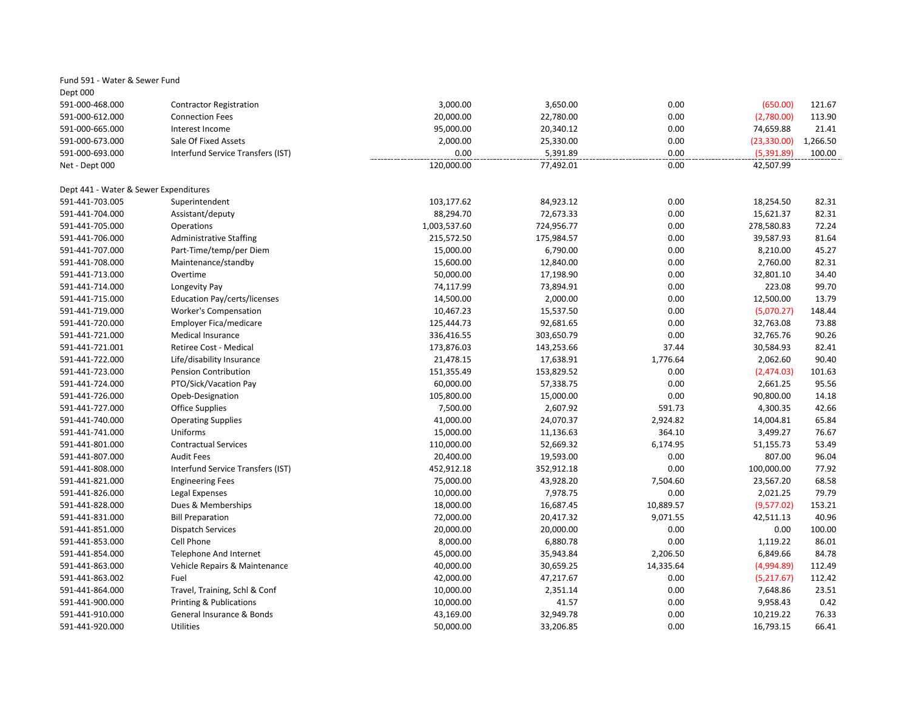Fund 591 - Water & Sewer Fund

Dept 000

| | | | | | | |
|---|---|---|---|---|---|---|
| 591-000-468.000 | Contractor Registration | 3,000.00 | 3,650.00 | 0.00 | (650.00) | 121.67 |
| 591-000-612.000 | Connection Fees | 20,000.00 | 22,780.00 | 0.00 | (2,780.00) | 113.90 |
| 591-000-665.000 | Interest Income | 95,000.00 | 20,340.12 | 0.00 | 74,659.88 | 21.41 |
| 591-000-673.000 | Sale Of Fixed Assets | 2,000.00 | 25,330.00 | 0.00 | (23,330.00) | 1,266.50 |
| 591-000-693.000 | Interfund Service Transfers (IST) | 0.00 | 5,391.89 | 0.00 | (5,391.89) | 100.00 |
| Net - Dept 000 | | 120,000.00 | 77,492.01 | 0.00 | 42,507.99 | |

Dept 441 - Water & Sewer Expenditures

| | | | | | | |
|---|---|---|---|---|---|---|
| 591-441-703.005 | Superintendent | 103,177.62 | 84,923.12 | 0.00 | 18,254.50 | 82.31 |
| 591-441-704.000 | Assistant/deputy | 88,294.70 | 72,673.33 | 0.00 | 15,621.37 | 82.31 |
| 591-441-705.000 | Operations | 1,003,537.60 | 724,956.77 | 0.00 | 278,580.83 | 72.24 |
| 591-441-706.000 | Administrative Staffing | 215,572.50 | 175,984.57 | 0.00 | 39,587.93 | 81.64 |
| 591-441-707.000 | Part-Time/temp/per Diem | 15,000.00 | 6,790.00 | 0.00 | 8,210.00 | 45.27 |
| 591-441-708.000 | Maintenance/standby | 15,600.00 | 12,840.00 | 0.00 | 2,760.00 | 82.31 |
| 591-441-713.000 | Overtime | 50,000.00 | 17,198.90 | 0.00 | 32,801.10 | 34.40 |
| 591-441-714.000 | Longevity Pay | 74,117.99 | 73,894.91 | 0.00 | 223.08 | 99.70 |
| 591-441-715.000 | Education Pay/certs/licenses | 14,500.00 | 2,000.00 | 0.00 | 12,500.00 | 13.79 |
| 591-441-719.000 | Worker's Compensation | 10,467.23 | 15,537.50 | 0.00 | (5,070.27) | 148.44 |
| 591-441-720.000 | Employer Fica/medicare | 125,444.73 | 92,681.65 | 0.00 | 32,763.08 | 73.88 |
| 591-441-721.000 | Medical Insurance | 336,416.55 | 303,650.79 | 0.00 | 32,765.76 | 90.26 |
| 591-441-721.001 | Retiree Cost - Medical | 173,876.03 | 143,253.66 | 37.44 | 30,584.93 | 82.41 |
| 591-441-722.000 | Life/disability Insurance | 21,478.15 | 17,638.91 | 1,776.64 | 2,062.60 | 90.40 |
| 591-441-723.000 | Pension Contribution | 151,355.49 | 153,829.52 | 0.00 | (2,474.03) | 101.63 |
| 591-441-724.000 | PTO/Sick/Vacation Pay | 60,000.00 | 57,338.75 | 0.00 | 2,661.25 | 95.56 |
| 591-441-726.000 | Opeb-Designation | 105,800.00 | 15,000.00 | 0.00 | 90,800.00 | 14.18 |
| 591-441-727.000 | Office Supplies | 7,500.00 | 2,607.92 | 591.73 | 4,300.35 | 42.66 |
| 591-441-740.000 | Operating Supplies | 41,000.00 | 24,070.37 | 2,924.82 | 14,004.81 | 65.84 |
| 591-441-741.000 | Uniforms | 15,000.00 | 11,136.63 | 364.10 | 3,499.27 | 76.67 |
| 591-441-801.000 | Contractual Services | 110,000.00 | 52,669.32 | 6,174.95 | 51,155.73 | 53.49 |
| 591-441-807.000 | Audit Fees | 20,400.00 | 19,593.00 | 0.00 | 807.00 | 96.04 |
| 591-441-808.000 | Interfund Service Transfers (IST) | 452,912.18 | 352,912.18 | 0.00 | 100,000.00 | 77.92 |
| 591-441-821.000 | Engineering Fees | 75,000.00 | 43,928.20 | 7,504.60 | 23,567.20 | 68.58 |
| 591-441-826.000 | Legal Expenses | 10,000.00 | 7,978.75 | 0.00 | 2,021.25 | 79.79 |
| 591-441-828.000 | Dues & Memberships | 18,000.00 | 16,687.45 | 10,889.57 | (9,577.02) | 153.21 |
| 591-441-831.000 | Bill Preparation | 72,000.00 | 20,417.32 | 9,071.55 | 42,511.13 | 40.96 |
| 591-441-851.000 | Dispatch Services | 20,000.00 | 20,000.00 | 0.00 | 0.00 | 100.00 |
| 591-441-853.000 | Cell Phone | 8,000.00 | 6,880.78 | 0.00 | 1,119.22 | 86.01 |
| 591-441-854.000 | Telephone And Internet | 45,000.00 | 35,943.84 | 2,206.50 | 6,849.66 | 84.78 |
| 591-441-863.000 | Vehicle Repairs & Maintenance | 40,000.00 | 30,659.25 | 14,335.64 | (4,994.89) | 112.49 |
| 591-441-863.002 | Fuel | 42,000.00 | 47,217.67 | 0.00 | (5,217.67) | 112.42 |
| 591-441-864.000 | Travel, Training, Schl & Conf | 10,000.00 | 2,351.14 | 0.00 | 7,648.86 | 23.51 |
| 591-441-900.000 | Printing & Publications | 10,000.00 | 41.57 | 0.00 | 9,958.43 | 0.42 |
| 591-441-910.000 | General Insurance & Bonds | 43,169.00 | 32,949.78 | 0.00 | 10,219.22 | 76.33 |
| 591-441-920.000 | Utilities | 50,000.00 | 33,206.85 | 0.00 | 16,793.15 | 66.41 |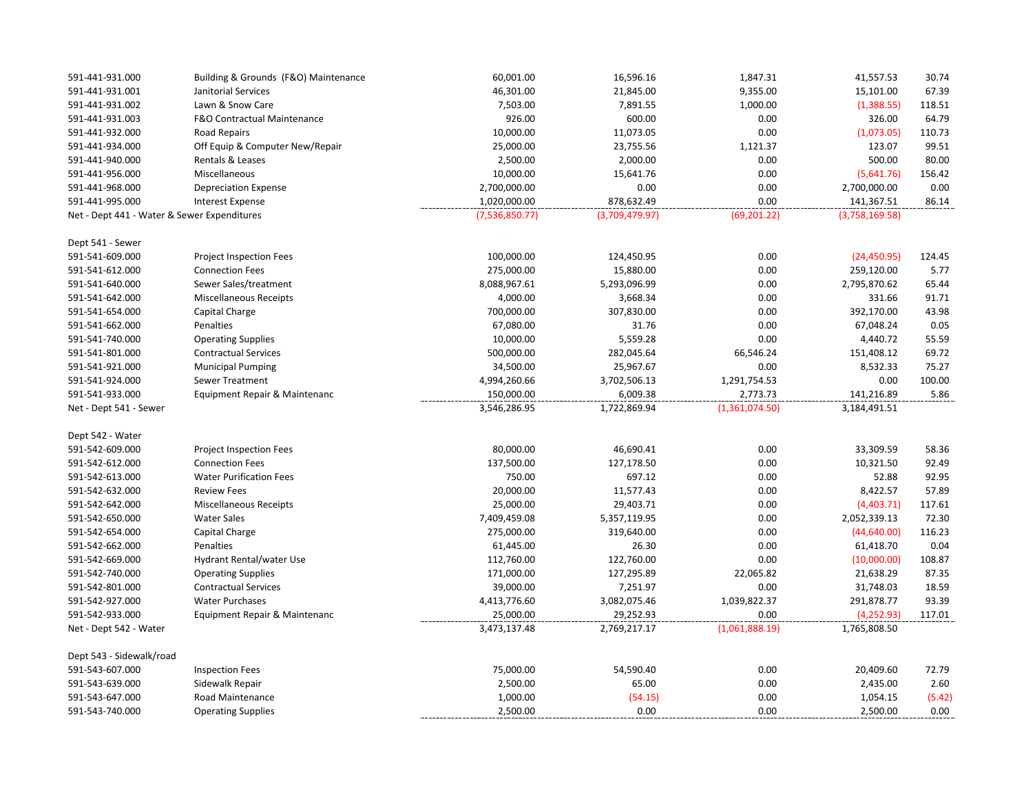| | | | | | | |
|---|---|---|---|---|---|---|
| 591-441-931.000 | Building & Grounds (F&O) Maintenance | 60,001.00 | 16,596.16 | 1,847.31 | 41,557.53 | 30.74 |
| 591-441-931.001 | Janitorial Services | 46,301.00 | 21,845.00 | 9,355.00 | 15,101.00 | 67.39 |
| 591-441-931.002 | Lawn & Snow Care | 7,503.00 | 7,891.55 | 1,000.00 | (1,388.55) | 118.51 |
| 591-441-931.003 | F&O Contractual Maintenance | 926.00 | 600.00 | 0.00 | 326.00 | 64.79 |
| 591-441-932.000 | Road Repairs | 10,000.00 | 11,073.05 | 0.00 | (1,073.05) | 110.73 |
| 591-441-934.000 | Off Equip & Computer New/Repair | 25,000.00 | 23,755.56 | 1,121.37 | 123.07 | 99.51 |
| 591-441-940.000 | Rentals & Leases | 2,500.00 | 2,000.00 | 0.00 | 500.00 | 80.00 |
| 591-441-956.000 | Miscellaneous | 10,000.00 | 15,641.76 | 0.00 | (5,641.76) | 156.42 |
| 591-441-968.000 | Depreciation Expense | 2,700,000.00 | 0.00 | 0.00 | 2,700,000.00 | 0.00 |
| 591-441-995.000 | Interest Expense | 1,020,000.00 | 878,632.49 | 0.00 | 141,367.51 | 86.14 |
| Net - Dept 441 - Water & Sewer Expenditures | | (7,536,850.77) | (3,709,479.97) | (69,201.22) | (3,758,169.58) | |
| | | | | | | |
| Dept 541 - Sewer | | | | | | |
| 591-541-609.000 | Project Inspection Fees | 100,000.00 | 124,450.95 | 0.00 | (24,450.95) | 124.45 |
| 591-541-612.000 | Connection Fees | 275,000.00 | 15,880.00 | 0.00 | 259,120.00 | 5.77 |
| 591-541-640.000 | Sewer Sales/treatment | 8,088,967.61 | 5,293,096.99 | 0.00 | 2,795,870.62 | 65.44 |
| 591-541-642.000 | Miscellaneous Receipts | 4,000.00 | 3,668.34 | 0.00 | 331.66 | 91.71 |
| 591-541-654.000 | Capital Charge | 700,000.00 | 307,830.00 | 0.00 | 392,170.00 | 43.98 |
| 591-541-662.000 | Penalties | 67,080.00 | 31.76 | 0.00 | 67,048.24 | 0.05 |
| 591-541-740.000 | Operating Supplies | 10,000.00 | 5,559.28 | 0.00 | 4,440.72 | 55.59 |
| 591-541-801.000 | Contractual Services | 500,000.00 | 282,045.64 | 66,546.24 | 151,408.12 | 69.72 |
| 591-541-921.000 | Municipal Pumping | 34,500.00 | 25,967.67 | 0.00 | 8,532.33 | 75.27 |
| 591-541-924.000 | Sewer Treatment | 4,994,260.66 | 3,702,506.13 | 1,291,754.53 | 0.00 | 100.00 |
| 591-541-933.000 | Equipment Repair & Maintenanc | 150,000.00 | 6,009.38 | 2,773.73 | 141,216.89 | 5.86 |
| Net - Dept 541 - Sewer | | 3,546,286.95 | 1,722,869.94 | (1,361,074.50) | 3,184,491.51 | |
| | | | | | | |
| Dept 542 - Water | | | | | | |
| 591-542-609.000 | Project Inspection Fees | 80,000.00 | 46,690.41 | 0.00 | 33,309.59 | 58.36 |
| 591-542-612.000 | Connection Fees | 137,500.00 | 127,178.50 | 0.00 | 10,321.50 | 92.49 |
| 591-542-613.000 | Water Purification Fees | 750.00 | 697.12 | 0.00 | 52.88 | 92.95 |
| 591-542-632.000 | Review Fees | 20,000.00 | 11,577.43 | 0.00 | 8,422.57 | 57.89 |
| 591-542-642.000 | Miscellaneous Receipts | 25,000.00 | 29,403.71 | 0.00 | (4,403.71) | 117.61 |
| 591-542-650.000 | Water Sales | 7,409,459.08 | 5,357,119.95 | 0.00 | 2,052,339.13 | 72.30 |
| 591-542-654.000 | Capital Charge | 275,000.00 | 319,640.00 | 0.00 | (44,640.00) | 116.23 |
| 591-542-662.000 | Penalties | 61,445.00 | 26.30 | 0.00 | 61,418.70 | 0.04 |
| 591-542-669.000 | Hydrant Rental/water Use | 112,760.00 | 122,760.00 | 0.00 | (10,000.00) | 108.87 |
| 591-542-740.000 | Operating Supplies | 171,000.00 | 127,295.89 | 22,065.82 | 21,638.29 | 87.35 |
| 591-542-801.000 | Contractual Services | 39,000.00 | 7,251.97 | 0.00 | 31,748.03 | 18.59 |
| 591-542-927.000 | Water Purchases | 4,413,776.60 | 3,082,075.46 | 1,039,822.37 | 291,878.77 | 93.39 |
| 591-542-933.000 | Equipment Repair & Maintenanc | 25,000.00 | 29,252.93 | 0.00 | (4,252.93) | 117.01 |
| Net - Dept 542 - Water | | 3,473,137.48 | 2,769,217.17 | (1,061,888.19) | 1,765,808.50 | |
| | | | | | | |
| Dept 543 - Sidewalk/road | | | | | | |
| 591-543-607.000 | Inspection Fees | 75,000.00 | 54,590.40 | 0.00 | 20,409.60 | 72.79 |
| 591-543-639.000 | Sidewalk Repair | 2,500.00 | 65.00 | 0.00 | 2,435.00 | 2.60 |
| 591-543-647.000 | Road Maintenance | 1,000.00 | (54.15) | 0.00 | 1,054.15 | (5.42) |
| 591-543-740.000 | Operating Supplies | 2,500.00 | 0.00 | 0.00 | 2,500.00 | 0.00 |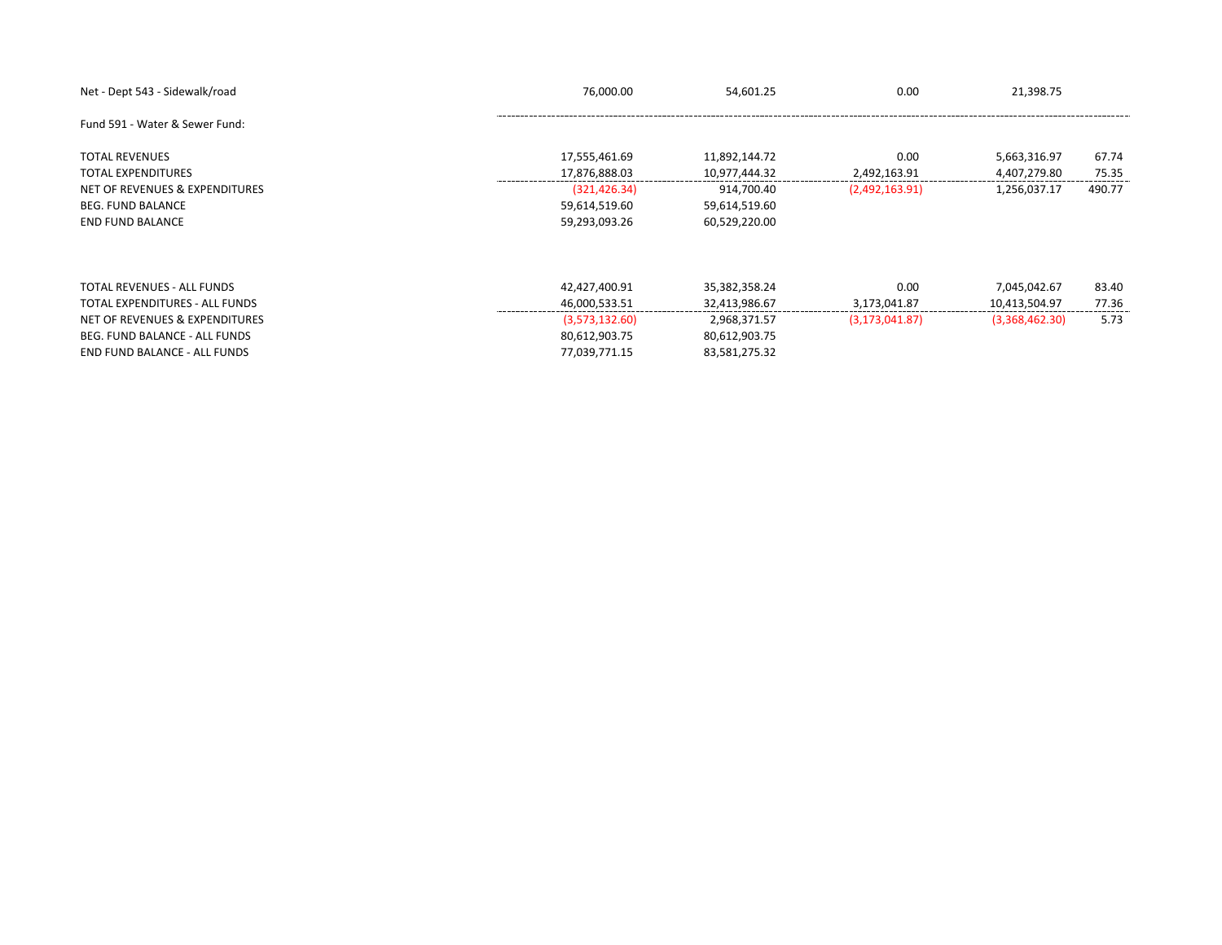| | | | | | |
|---|---|---|---|---|---|
| Net - Dept 543 - Sidewalk/road | 76,000.00 | 54,601.25 | 0.00 | 21,398.75 | |
| Fund 591 - Water & Sewer Fund: | | | | | |
| TOTAL REVENUES | 17,555,461.69 | 11,892,144.72 | 0.00 | 5,663,316.97 | 67.74 |
| TOTAL EXPENDITURES | 17,876,888.03 | 10,977,444.32 | 2,492,163.91 | 4,407,279.80 | 75.35 |
| NET OF REVENUES & EXPENDITURES | (321,426.34) | 914,700.40 | (2,492,163.91) | 1,256,037.17 | 490.77 |
| BEG. FUND BALANCE | 59,614,519.60 | 59,614,519.60 | | | |
| END FUND BALANCE | 59,293,093.26 | 60,529,220.00 | | | |
| TOTAL REVENUES - ALL FUNDS | 42,427,400.91 | 35,382,358.24 | 0.00 | 7,045,042.67 | 83.40 |
| TOTAL EXPENDITURES - ALL FUNDS | 46,000,533.51 | 32,413,986.67 | 3,173,041.87 | 10,413,504.97 | 77.36 |
| NET OF REVENUES & EXPENDITURES | (3,573,132.60) | 2,968,371.57 | (3,173,041.87) | (3,368,462.30) | 5.73 |
| BEG. FUND BALANCE - ALL FUNDS | 80,612,903.75 | 80,612,903.75 | | | |
| END FUND BALANCE - ALL FUNDS | 77,039,771.15 | 83,581,275.32 | | | |